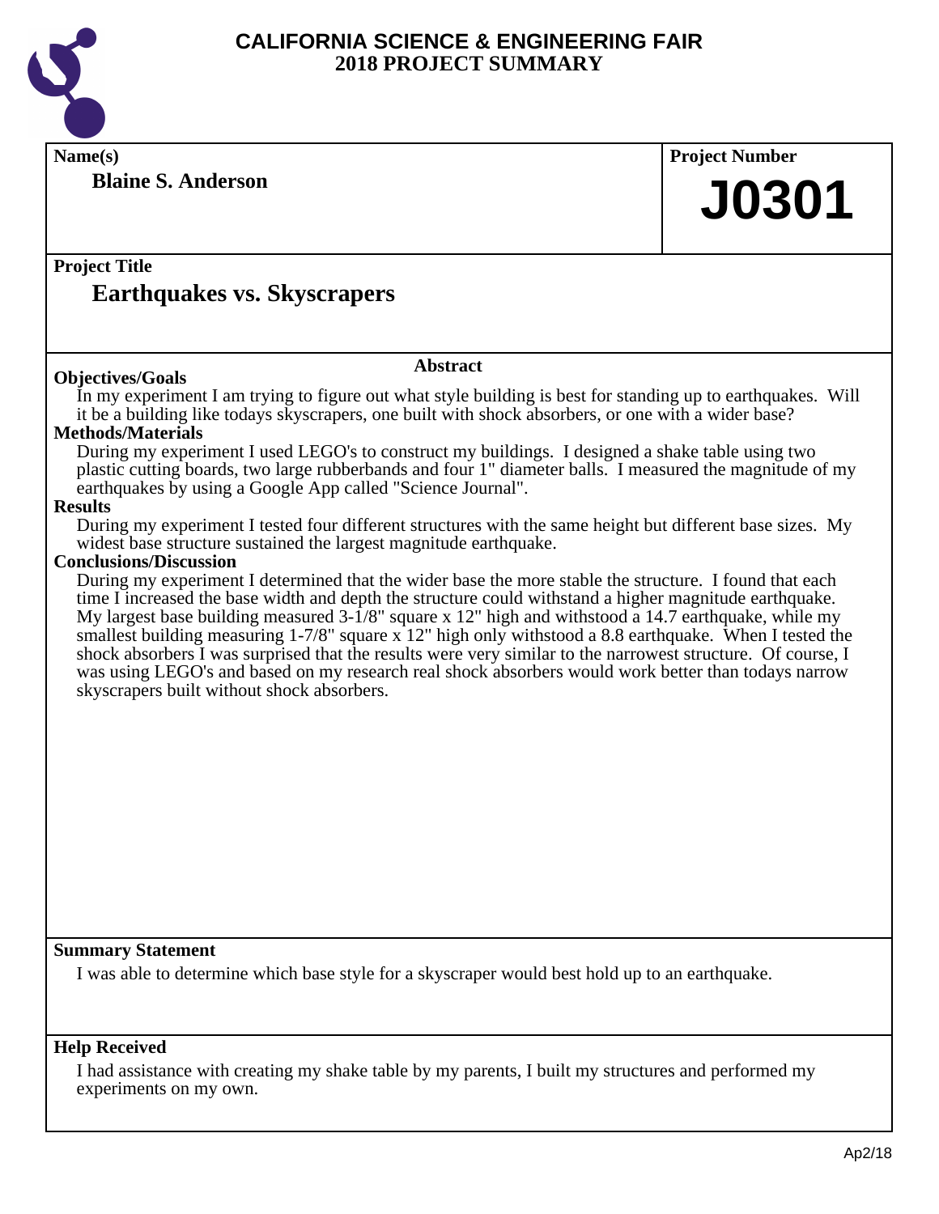# CALIFORNIA SCIENCE & ENGINEERING FAIR
## 2018 PROJECT SUMMARY

**Name(s)**

**Blaine S. Anderson**

**Project Number**

# J0301

**Project Title**

## Earthquakes vs. Skyscrapers

### Abstract

**Objectives/Goals**

In my experiment I am trying to figure out what style building is best for standing up to earthquakes. Will it be a building like todays skyscrapers, one built with shock absorbers, or one with a wider base?

**Methods/Materials**

During my experiment I used LEGO's to construct my buildings. I designed a shake table using two plastic cutting boards, two large rubberbands and four 1" diameter balls. I measured the magnitude of my earthquakes by using a Google App called "Science Journal".

**Results**

During my experiment I tested four different structures with the same height but different base sizes. My widest base structure sustained the largest magnitude earthquake.

**Conclusions/Discussion**

During my experiment I determined that the wider base the more stable the structure. I found that each time I increased the base width and depth the structure could withstand a higher magnitude earthquake. My largest base building measured 3-1/8" square x 12" high and withstood a 14.7 earthquake, while my smallest building measuring 1-7/8" square x 12" high only withstood a 8.8 earthquake. When I tested the shock absorbers I was surprised that the results were very similar to the narrowest structure. Of course, I was using LEGO's and based on my research real shock absorbers would work better than todays narrow skyscrapers built without shock absorbers.

**Summary Statement**

I was able to determine which base style for a skyscraper would best hold up to an earthquake.

**Help Received**

I had assistance with creating my shake table by my parents, I built my structures and performed my experiments on my own.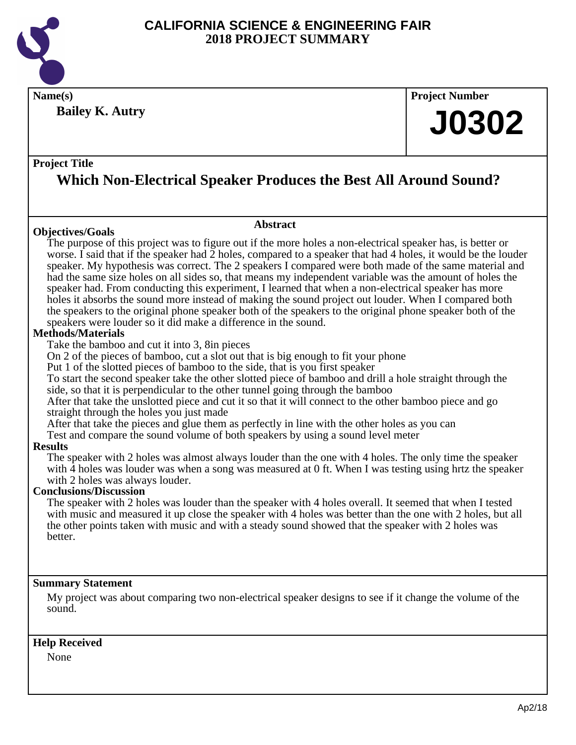# CALIFORNIA SCIENCE & ENGINEERING FAIR
## 2018 PROJECT SUMMARY

**Name(s)**

**Bailey K. Autry**

**Project Number**

# J0302

**Project Title**

## Which Non-Electrical Speaker Produces the Best All Around Sound?

### Abstract

**Objectives/Goals**

The purpose of this project was to figure out if the more holes a non-electrical speaker has, is better or worse. I said that if the speaker had 2 holes, compared to a speaker that had 4 holes, it would be the louder speaker. My hypothesis was correct. The 2 speakers I compared were both made of the same material and had the same size holes on all sides so, that means my independent variable was the amount of holes the speaker had. From conducting this experiment, I learned that when a non-electrical speaker has more holes it absorbs the sound more instead of making the sound project out louder. When I compared both the speakers to the original phone speaker both of the speakers to the original phone speaker both of the speakers were louder so it did make a difference in the sound.

**Methods/Materials**

Take the bamboo and cut it into 3, 8in pieces

On 2 of the pieces of bamboo, cut a slot out that is big enough to fit your phone

Put 1 of the slotted pieces of bamboo to the side, that is you first speaker

To start the second speaker take the other slotted piece of bamboo and drill a hole straight through the side, so that it is perpendicular to the other tunnel going through the bamboo

After that take the unslotted piece and cut it so that it will connect to the other bamboo piece and go straight through the holes you just made

After that take the pieces and glue them as perfectly in line with the other holes as you can

Test and compare the sound volume of both speakers by using a sound level meter

**Results**

The speaker with 2 holes was almost always louder than the one with 4 holes. The only time the speaker with 4 holes was louder was when a song was measured at 0 ft. When I was testing using hrtz the speaker with 2 holes was always louder.

**Conclusions/Discussion**

The speaker with 2 holes was louder than the speaker with 4 holes overall. It seemed that when I tested with music and measured it up close the speaker with 4 holes was better than the one with 2 holes, but all the other points taken with music and with a steady sound showed that the speaker with 2 holes was better.

**Summary Statement**

My project was about comparing two non-electrical speaker designs to see if it change the volume of the sound.

**Help Received**

None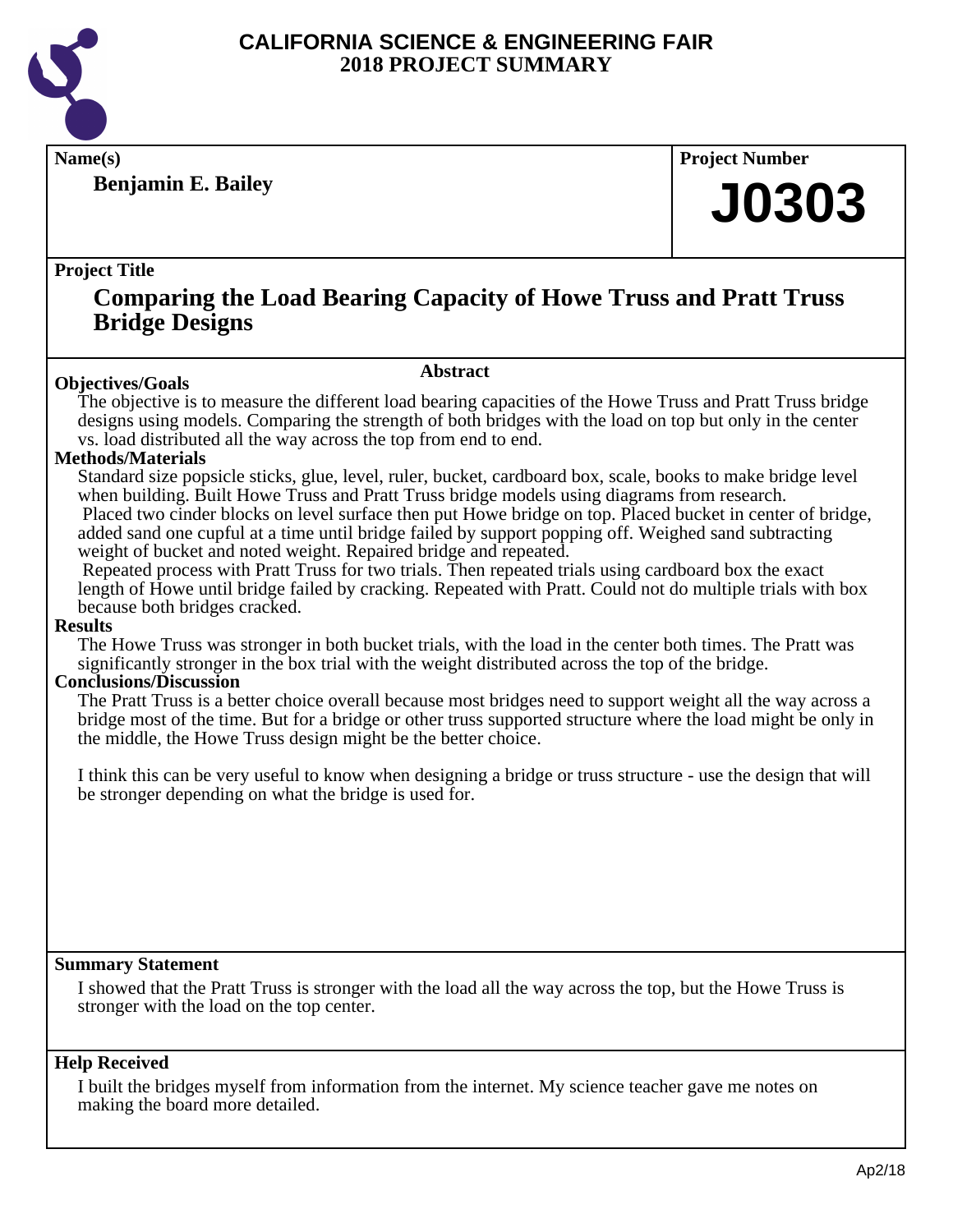# CALIFORNIA SCIENCE & ENGINEERING FAIR
## 2018 PROJECT SUMMARY

**Name(s)**

**Benjamin E. Bailey**

**Project Number**

# J0303

**Project Title**

## Comparing the Load Bearing Capacity of Howe Truss and Pratt Truss Bridge Designs

### Abstract

**Objectives/Goals**

The objective is to measure the different load bearing capacities of the Howe Truss and Pratt Truss bridge designs using models. Comparing the strength of both bridges with the load on top but only in the center vs. load distributed all the way across the top from end to end.

**Methods/Materials**

Standard size popsicle sticks, glue, level, ruler, bucket, cardboard box, scale, books to make bridge level when building. Built Howe Truss and Pratt Truss bridge models using diagrams from research.

Placed two cinder blocks on level surface then put Howe bridge on top. Placed bucket in center of bridge, added sand one cupful at a time until bridge failed by support popping off. Weighed sand subtracting weight of bucket and noted weight. Repaired bridge and repeated.

Repeated process with Pratt Truss for two trials. Then repeated trials using cardboard box the exact length of Howe until bridge failed by cracking. Repeated with Pratt. Could not do multiple trials with box because both bridges cracked.

**Results**

The Howe Truss was stronger in both bucket trials, with the load in the center both times. The Pratt was significantly stronger in the box trial with the weight distributed across the top of the bridge.

**Conclusions/Discussion**

The Pratt Truss is a better choice overall because most bridges need to support weight all the way across a bridge most of the time. But for a bridge or other truss supported structure where the load might be only in the middle, the Howe Truss design might be the better choice.

I think this can be very useful to know when designing a bridge or truss structure - use the design that will be stronger depending on what the bridge is used for.

**Summary Statement**

I showed that the Pratt Truss is stronger with the load all the way across the top, but the Howe Truss is stronger with the load on the top center.

**Help Received**

I built the bridges myself from information from the internet. My science teacher gave me notes on making the board more detailed.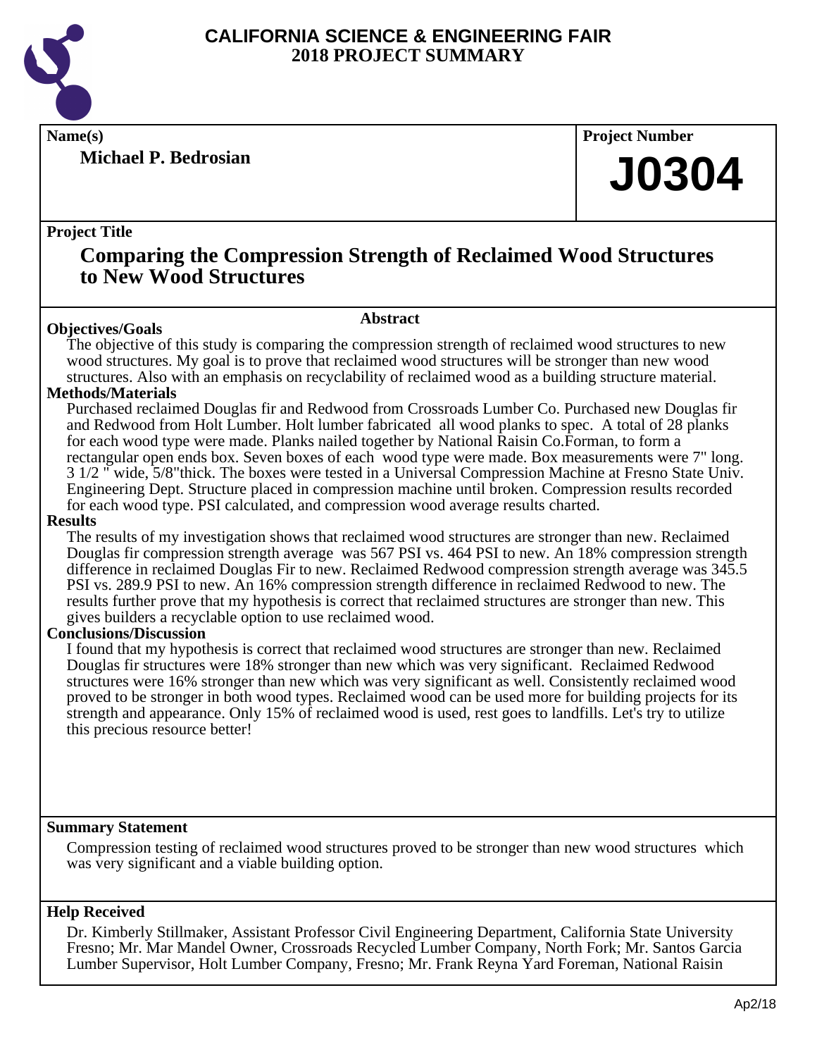# CALIFORNIA SCIENCE & ENGINEERING FAIR
# 2018 PROJECT SUMMARY

**Name(s)**

**Michael P. Bedrosian**

**Project Number**

**J0304**

**Project Title**

## Comparing the Compression Strength of Reclaimed Wood Structures to New Wood Structures

### Abstract

**Objectives/Goals**

The objective of this study is comparing the compression strength of reclaimed wood structures to new wood structures. My goal is to prove that reclaimed wood structures will be stronger than new wood structures. Also with an emphasis on recyclability of reclaimed wood as a building structure material.

**Methods/Materials**

Purchased reclaimed Douglas fir and Redwood from Crossroads Lumber Co. Purchased new Douglas fir and Redwood from Holt Lumber. Holt lumber fabricated all wood planks to spec. A total of 28 planks for each wood type were made. Planks nailed together by National Raisin Co.Forman, to form a rectangular open ends box. Seven boxes of each wood type were made. Box measurements were 7" long. 3 1/2 " wide, 5/8"thick. The boxes were tested in a Universal Compression Machine at Fresno State Univ. Engineering Dept. Structure placed in compression machine until broken. Compression results recorded for each wood type. PSI calculated, and compression wood average results charted.

**Results**

The results of my investigation shows that reclaimed wood structures are stronger than new. Reclaimed Douglas fir compression strength average was 567 PSI vs. 464 PSI to new. An 18% compression strength difference in reclaimed Douglas Fir to new. Reclaimed Redwood compression strength average was 345.5 PSI vs. 289.9 PSI to new. An 16% compression strength difference in reclaimed Redwood to new. The results further prove that my hypothesis is correct that reclaimed structures are stronger than new. This gives builders a recyclable option to use reclaimed wood.

**Conclusions/Discussion**

I found that my hypothesis is correct that reclaimed wood structures are stronger than new. Reclaimed Douglas fir structures were 18% stronger than new which was very significant. Reclaimed Redwood structures were 16% stronger than new which was very significant as well. Consistently reclaimed wood proved to be stronger in both wood types. Reclaimed wood can be used more for building projects for its strength and appearance. Only 15% of reclaimed wood is used, rest goes to landfills. Let's try to utilize this precious resource better!

**Summary Statement**

Compression testing of reclaimed wood structures proved to be stronger than new wood structures which was very significant and a viable building option.

**Help Received**

Dr. Kimberly Stillmaker, Assistant Professor Civil Engineering Department, California State University Fresno; Mr. Mar Mandel Owner, Crossroads Recycled Lumber Company, North Fork; Mr. Santos Garcia Lumber Supervisor, Holt Lumber Company, Fresno; Mr. Frank Reyna Yard Foreman, National Raisin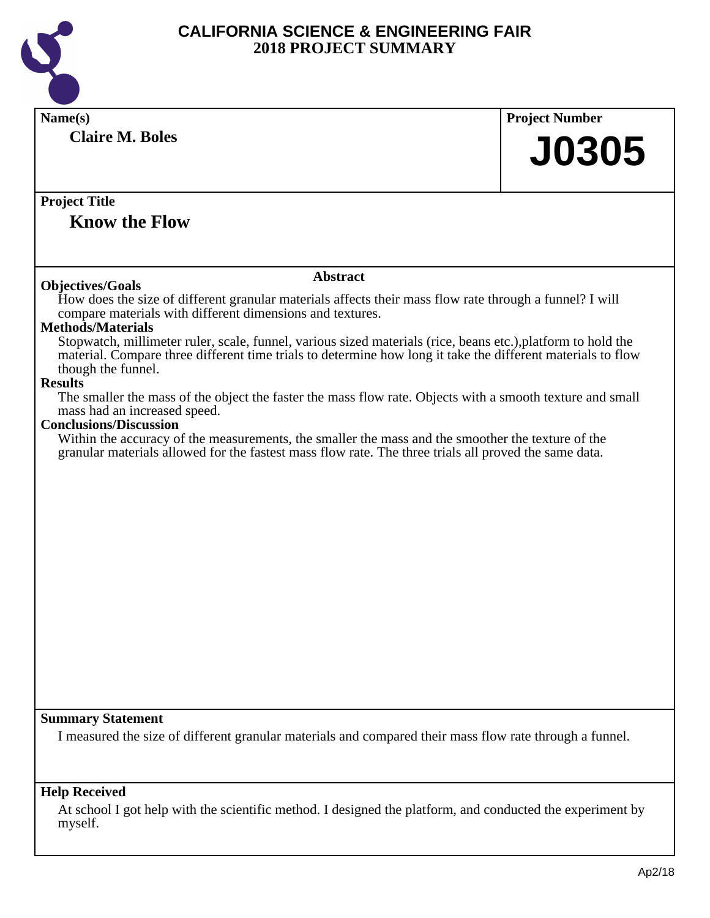# CALIFORNIA SCIENCE & ENGINEERING FAIR
## 2018 PROJECT SUMMARY

**Name(s)**
**Claire M. Boles**

**Project Number**
**J0305**

**Project Title**
**Know the Flow**

### Abstract

**Objectives/Goals**
How does the size of different granular materials affects their mass flow rate through a funnel? I will compare materials with different dimensions and textures.

**Methods/Materials**
Stopwatch, millimeter ruler, scale, funnel, various sized materials (rice, beans etc.),platform to hold the material. Compare three different time trials to determine how long it take the different materials to flow though the funnel.

**Results**
The smaller the mass of the object the faster the mass flow rate. Objects with a smooth texture and small mass had an increased speed.

**Conclusions/Discussion**
Within the accuracy of the measurements, the smaller the mass and the smoother the texture of the granular materials allowed for the fastest mass flow rate. The three trials all proved the same data.

**Summary Statement**
I measured the size of different granular materials and compared their mass flow rate through a funnel.

**Help Received**
At school I got help with the scientific method. I designed the platform, and conducted the experiment by myself.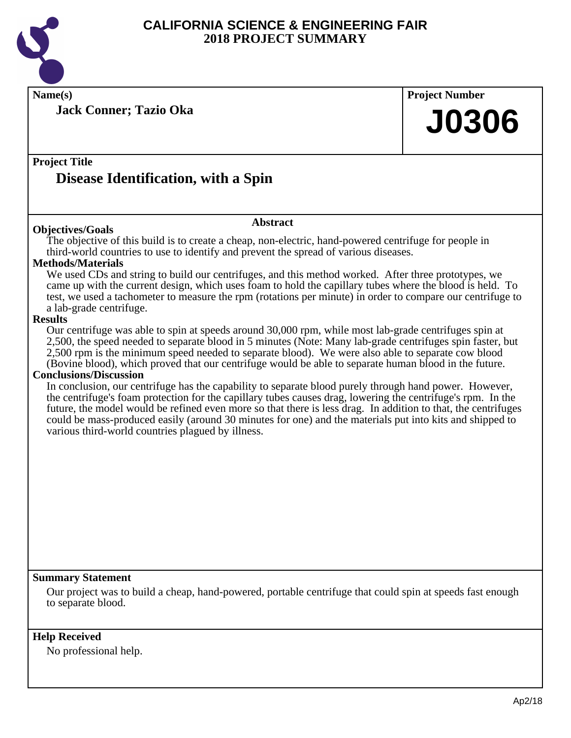# CALIFORNIA SCIENCE & ENGINEERING FAIR 2018 PROJECT SUMMARY

**Name(s)**

**Jack Conner; Tazio Oka**

**Project Number**

# J0306

**Project Title**

## Disease Identification, with a Spin

### Abstract

**Objectives/Goals**

The objective of this build is to create a cheap, non-electric, hand-powered centrifuge for people in third-world countries to use to identify and prevent the spread of various diseases.

**Methods/Materials**

We used CDs and string to build our centrifuges, and this method worked. After three prototypes, we came up with the current design, which uses foam to hold the capillary tubes where the blood is held. To test, we used a tachometer to measure the rpm (rotations per minute) in order to compare our centrifuge to a lab-grade centrifuge.

**Results**

Our centrifuge was able to spin at speeds around 30,000 rpm, while most lab-grade centrifuges spin at 2,500, the speed needed to separate blood in 5 minutes (Note: Many lab-grade centrifuges spin faster, but 2,500 rpm is the minimum speed needed to separate blood). We were also able to separate cow blood (Bovine blood), which proved that our centrifuge would be able to separate human blood in the future.

**Conclusions/Discussion**

In conclusion, our centrifuge has the capability to separate blood purely through hand power. However, the centrifuge's foam protection for the capillary tubes causes drag, lowering the centrifuge's rpm. In the future, the model would be refined even more so that there is less drag. In addition to that, the centrifuges could be mass-produced easily (around 30 minutes for one) and the materials put into kits and shipped to various third-world countries plagued by illness.

**Summary Statement**

Our project was to build a cheap, hand-powered, portable centrifuge that could spin at speeds fast enough to separate blood.

**Help Received**

No professional help.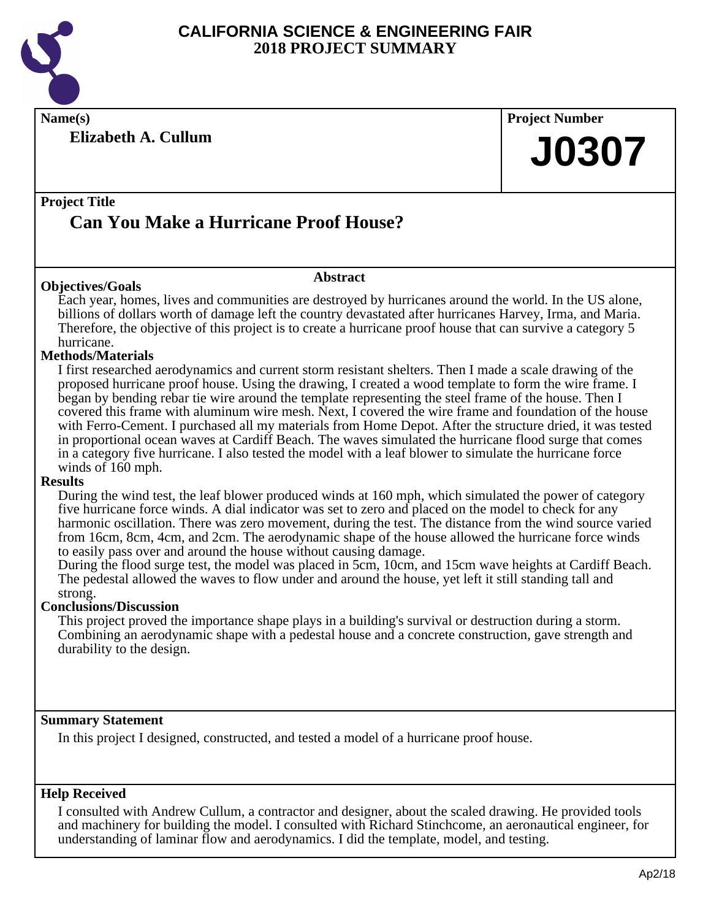# CALIFORNIA SCIENCE & ENGINEERING FAIR
## 2018 PROJECT SUMMARY

**Name(s)**

**Elizabeth A. Cullum**

**Project Number**

**J0307**

**Project Title**

## Can You Make a Hurricane Proof House?

### Abstract

**Objectives/Goals**

Each year, homes, lives and communities are destroyed by hurricanes around the world. In the US alone, billions of dollars worth of damage left the country devastated after hurricanes Harvey, Irma, and Maria. Therefore, the objective of this project is to create a hurricane proof house that can survive a category 5 hurricane.

**Methods/Materials**

I first researched aerodynamics and current storm resistant shelters. Then I made a scale drawing of the proposed hurricane proof house. Using the drawing, I created a wood template to form the wire frame. I began by bending rebar tie wire around the template representing the steel frame of the house. Then I covered this frame with aluminum wire mesh. Next, I covered the wire frame and foundation of the house with Ferro-Cement. I purchased all my materials from Home Depot. After the structure dried, it was tested in proportional ocean waves at Cardiff Beach. The waves simulated the hurricane flood surge that comes in a category five hurricane. I also tested the model with a leaf blower to simulate the hurricane force winds of 160 mph.

**Results**

During the wind test, the leaf blower produced winds at 160 mph, which simulated the power of category five hurricane force winds. A dial indicator was set to zero and placed on the model to check for any harmonic oscillation. There was zero movement, during the test. The distance from the wind source varied from 16cm, 8cm, 4cm, and 2cm. The aerodynamic shape of the house allowed the hurricane force winds to easily pass over and around the house without causing damage.

During the flood surge test, the model was placed in 5cm, 10cm, and 15cm wave heights at Cardiff Beach. The pedestal allowed the waves to flow under and around the house, yet left it still standing tall and strong.

**Conclusions/Discussion**

This project proved the importance shape plays in a building's survival or destruction during a storm. Combining an aerodynamic shape with a pedestal house and a concrete construction, gave strength and durability to the design.

**Summary Statement**

In this project I designed, constructed, and tested a model of a hurricane proof house.

**Help Received**

I consulted with Andrew Cullum, a contractor and designer, about the scaled drawing. He provided tools and machinery for building the model. I consulted with Richard Stinchcome, an aeronautical engineer, for understanding of laminar flow and aerodynamics. I did the template, model, and testing.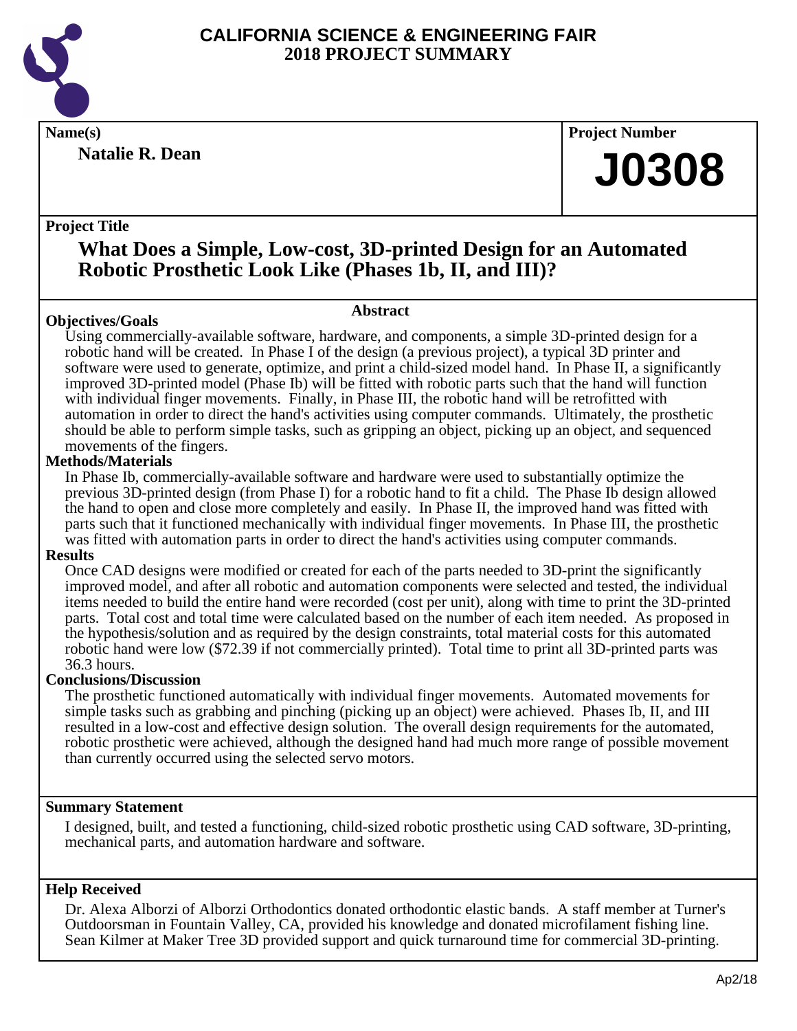# CALIFORNIA SCIENCE & ENGINEERING FAIR
## 2018 PROJECT SUMMARY

**Name(s)**

**Natalie R. Dean**

**Project Number**

# J0308

**Project Title**

## What Does a Simple, Low-cost, 3D-printed Design for an Automated Robotic Prosthetic Look Like (Phases 1b, II, and III)?

### Abstract

**Objectives/Goals**

Using commercially-available software, hardware, and components, a simple 3D-printed design for a robotic hand will be created. In Phase I of the design (a previous project), a typical 3D printer and software were used to generate, optimize, and print a child-sized model hand. In Phase II, a significantly improved 3D-printed model (Phase Ib) will be fitted with robotic parts such that the hand will function with individual finger movements. Finally, in Phase III, the robotic hand will be retrofitted with automation in order to direct the hand's activities using computer commands. Ultimately, the prosthetic should be able to perform simple tasks, such as gripping an object, picking up an object, and sequenced movements of the fingers.

**Methods/Materials**

In Phase Ib, commercially-available software and hardware were used to substantially optimize the previous 3D-printed design (from Phase I) for a robotic hand to fit a child. The Phase Ib design allowed the hand to open and close more completely and easily. In Phase II, the improved hand was fitted with parts such that it functioned mechanically with individual finger movements. In Phase III, the prosthetic was fitted with automation parts in order to direct the hand's activities using computer commands.

**Results**

Once CAD designs were modified or created for each of the parts needed to 3D-print the significantly improved model, and after all robotic and automation components were selected and tested, the individual items needed to build the entire hand were recorded (cost per unit), along with time to print the 3D-printed parts. Total cost and total time were calculated based on the number of each item needed. As proposed in the hypothesis/solution and as required by the design constraints, total material costs for this automated robotic hand were low ($72.39 if not commercially printed). Total time to print all 3D-printed parts was 36.3 hours.

**Conclusions/Discussion**

The prosthetic functioned automatically with individual finger movements. Automated movements for simple tasks such as grabbing and pinching (picking up an object) were achieved. Phases Ib, II, and III resulted in a low-cost and effective design solution. The overall design requirements for the automated, robotic prosthetic were achieved, although the designed hand had much more range of possible movement than currently occurred using the selected servo motors.

**Summary Statement**

I designed, built, and tested a functioning, child-sized robotic prosthetic using CAD software, 3D-printing, mechanical parts, and automation hardware and software.

**Help Received**

Dr. Alexa Alborzi of Alborzi Orthodontics donated orthodontic elastic bands. A staff member at Turner's Outdoorsman in Fountain Valley, CA, provided his knowledge and donated microfilament fishing line. Sean Kilmer at Maker Tree 3D provided support and quick turnaround time for commercial 3D-printing.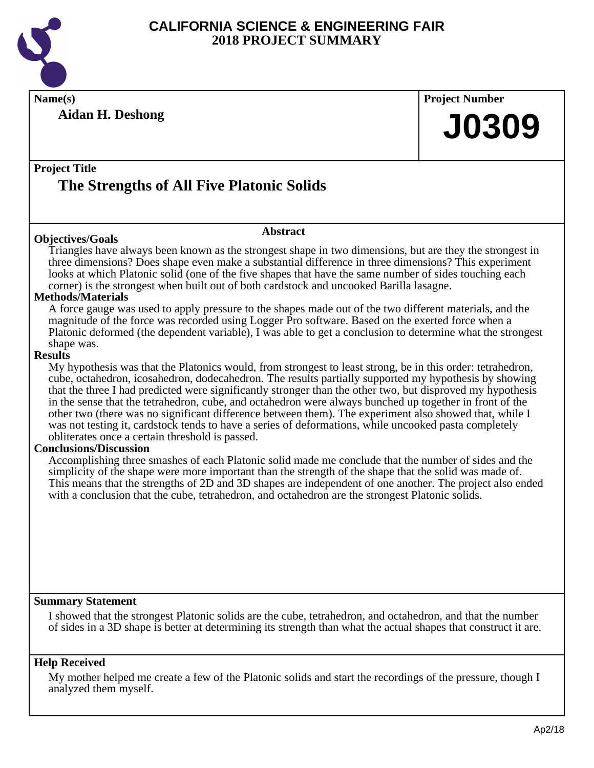# CALIFORNIA SCIENCE & ENGINEERING FAIR
## 2018 PROJECT SUMMARY

**Name(s)**

**Aidan H. Deshong**

**Project Number**

**J0309**

**Project Title**

## The Strengths of All Five Platonic Solids

### Abstract

**Objectives/Goals**

Triangles have always been known as the strongest shape in two dimensions, but are they the strongest in three dimensions? Does shape even make a substantial difference in three dimensions? This experiment looks at which Platonic solid (one of the five shapes that have the same number of sides touching each corner) is the strongest when built out of both cardstock and uncooked Barilla lasagne.

**Methods/Materials**

A force gauge was used to apply pressure to the shapes made out of the two different materials, and the magnitude of the force was recorded using Logger Pro software. Based on the exerted force when a Platonic deformed (the dependent variable), I was able to get a conclusion to determine what the strongest shape was.

**Results**

My hypothesis was that the Platonics would, from strongest to least strong, be in this order: tetrahedron, cube, octahedron, icosahedron, dodecahedron. The results partially supported my hypothesis by showing that the three I had predicted were significantly stronger than the other two, but disproved my hypothesis in the sense that the tetrahedron, cube, and octahedron were always bunched up together in front of the other two (there was no significant difference between them). The experiment also showed that, while I was not testing it, cardstock tends to have a series of deformations, while uncooked pasta completely obliterates once a certain threshold is passed.

**Conclusions/Discussion**

Accomplishing three smashes of each Platonic solid made me conclude that the number of sides and the simplicity of the shape were more important than the strength of the shape that the solid was made of. This means that the strengths of 2D and 3D shapes are independent of one another. The project also ended with a conclusion that the cube, tetrahedron, and octahedron are the strongest Platonic solids.

**Summary Statement**

I showed that the strongest Platonic solids are the cube, tetrahedron, and octahedron, and that the number of sides in a 3D shape is better at determining its strength than what the actual shapes that construct it are.

**Help Received**

My mother helped me create a few of the Platonic solids and start the recordings of the pressure, though I analyzed them myself.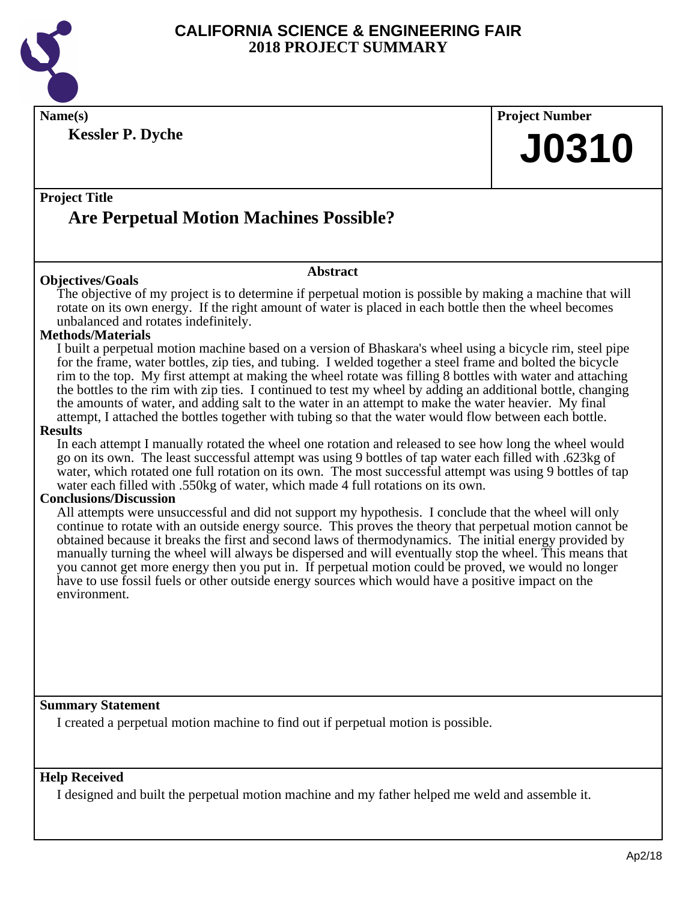# CALIFORNIA SCIENCE & ENGINEERING FAIR
## 2018 PROJECT SUMMARY

**Name(s)**

**Kessler P. Dyche**

**Project Number**

# J0310

**Project Title**

## Are Perpetual Motion Machines Possible?

### Abstract

**Objectives/Goals**

The objective of my project is to determine if perpetual motion is possible by making a machine that will rotate on its own energy. If the right amount of water is placed in each bottle then the wheel becomes unbalanced and rotates indefinitely.

**Methods/Materials**

I built a perpetual motion machine based on a version of Bhaskara's wheel using a bicycle rim, steel pipe for the frame, water bottles, zip ties, and tubing. I welded together a steel frame and bolted the bicycle rim to the top. My first attempt at making the wheel rotate was filling 8 bottles with water and attaching the bottles to the rim with zip ties. I continued to test my wheel by adding an additional bottle, changing the amounts of water, and adding salt to the water in an attempt to make the water heavier. My final attempt, I attached the bottles together with tubing so that the water would flow between each bottle.

**Results**

In each attempt I manually rotated the wheel one rotation and released to see how long the wheel would go on its own. The least successful attempt was using 9 bottles of tap water each filled with .623kg of water, which rotated one full rotation on its own. The most successful attempt was using 9 bottles of tap water each filled with .550kg of water, which made 4 full rotations on its own.

**Conclusions/Discussion**

All attempts were unsuccessful and did not support my hypothesis. I conclude that the wheel will only continue to rotate with an outside energy source. This proves the theory that perpetual motion cannot be obtained because it breaks the first and second laws of thermodynamics. The initial energy provided by manually turning the wheel will always be dispersed and will eventually stop the wheel. This means that you cannot get more energy then you put in. If perpetual motion could be proved, we would no longer have to use fossil fuels or other outside energy sources which would have a positive impact on the environment.

**Summary Statement**

I created a perpetual motion machine to find out if perpetual motion is possible.

**Help Received**

I designed and built the perpetual motion machine and my father helped me weld and assemble it.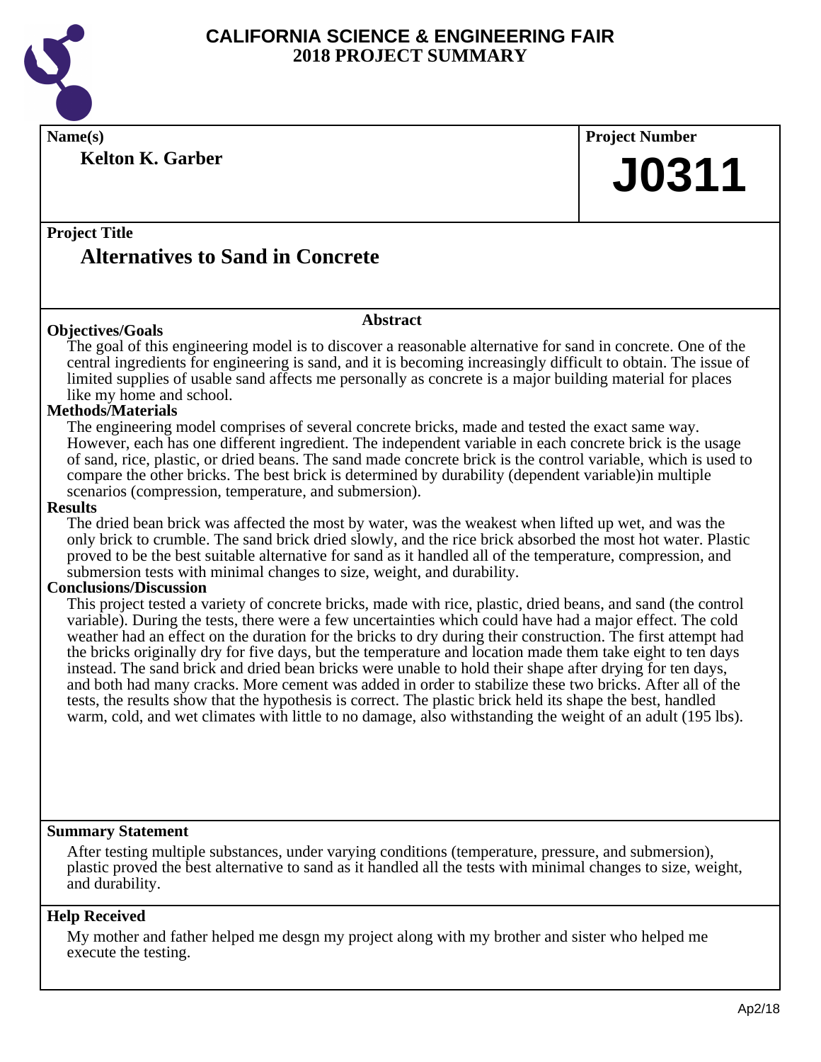# CALIFORNIA SCIENCE & ENGINEERING FAIR
## 2018 PROJECT SUMMARY

**Name(s)**

**Kelton K. Garber**

**Project Number**

**J0311**

**Project Title**

## Alternatives to Sand in Concrete

### Abstract

**Objectives/Goals**

The goal of this engineering model is to discover a reasonable alternative for sand in concrete. One of the central ingredients for engineering is sand, and it is becoming increasingly difficult to obtain. The issue of limited supplies of usable sand affects me personally as concrete is a major building material for places like my home and school.

**Methods/Materials**

The engineering model comprises of several concrete bricks, made and tested the exact same way. However, each has one different ingredient. The independent variable in each concrete brick is the usage of sand, rice, plastic, or dried beans. The sand made concrete brick is the control variable, which is used to compare the other bricks. The best brick is determined by durability (dependent variable)in multiple scenarios (compression, temperature, and submersion).

**Results**

The dried bean brick was affected the most by water, was the weakest when lifted up wet, and was the only brick to crumble. The sand brick dried slowly, and the rice brick absorbed the most hot water. Plastic proved to be the best suitable alternative for sand as it handled all of the temperature, compression, and submersion tests with minimal changes to size, weight, and durability.

**Conclusions/Discussion**

This project tested a variety of concrete bricks, made with rice, plastic, dried beans, and sand (the control variable). During the tests, there were a few uncertainties which could have had a major effect. The cold weather had an effect on the duration for the bricks to dry during their construction. The first attempt had the bricks originally dry for five days, but the temperature and location made them take eight to ten days instead. The sand brick and dried bean bricks were unable to hold their shape after drying for ten days, and both had many cracks. More cement was added in order to stabilize these two bricks. After all of the tests, the results show that the hypothesis is correct. The plastic brick held its shape the best, handled warm, cold, and wet climates with little to no damage, also withstanding the weight of an adult (195 lbs).

**Summary Statement**

After testing multiple substances, under varying conditions (temperature, pressure, and submersion), plastic proved the best alternative to sand as it handled all the tests with minimal changes to size, weight, and durability.

**Help Received**

My mother and father helped me desgn my project along with my brother and sister who helped me execute the testing.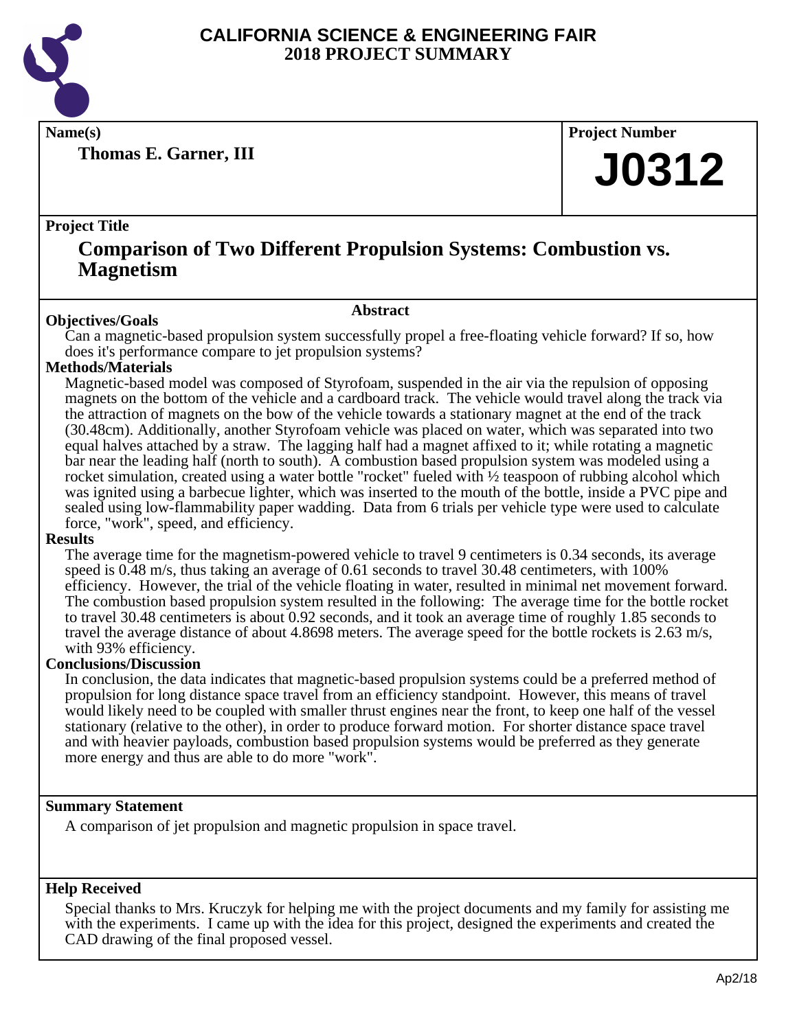# CALIFORNIA SCIENCE & ENGINEERING FAIR
# 2018 PROJECT SUMMARY

**Name(s)**

**Thomas E. Garner, III**

**Project Number**

**J0312**

**Project Title**

## Comparison of Two Different Propulsion Systems: Combustion vs. Magnetism

### Abstract

**Objectives/Goals**

Can a magnetic-based propulsion system successfully propel a free-floating vehicle forward? If so, how does it's performance compare to jet propulsion systems?

**Methods/Materials**

Magnetic-based model was composed of Styrofoam, suspended in the air via the repulsion of opposing magnets on the bottom of the vehicle and a cardboard track. The vehicle would travel along the track via the attraction of magnets on the bow of the vehicle towards a stationary magnet at the end of the track (30.48cm). Additionally, another Styrofoam vehicle was placed on water, which was separated into two equal halves attached by a straw. The lagging half had a magnet affixed to it; while rotating a magnetic bar near the leading half (north to south). A combustion based propulsion system was modeled using a rocket simulation, created using a water bottle "rocket" fueled with ½ teaspoon of rubbing alcohol which was ignited using a barbecue lighter, which was inserted to the mouth of the bottle, inside a PVC pipe and sealed using low-flammability paper wadding. Data from 6 trials per vehicle type were used to calculate force, "work", speed, and efficiency.

**Results**

The average time for the magnetism-powered vehicle to travel 9 centimeters is 0.34 seconds, its average speed is 0.48 m/s, thus taking an average of 0.61 seconds to travel 30.48 centimeters, with 100% efficiency. However, the trial of the vehicle floating in water, resulted in minimal net movement forward. The combustion based propulsion system resulted in the following: The average time for the bottle rocket to travel 30.48 centimeters is about 0.92 seconds, and it took an average time of roughly 1.85 seconds to travel the average distance of about 4.8698 meters. The average speed for the bottle rockets is 2.63 m/s, with 93% efficiency.

**Conclusions/Discussion**

In conclusion, the data indicates that magnetic-based propulsion systems could be a preferred method of propulsion for long distance space travel from an efficiency standpoint. However, this means of travel would likely need to be coupled with smaller thrust engines near the front, to keep one half of the vessel stationary (relative to the other), in order to produce forward motion. For shorter distance space travel and with heavier payloads, combustion based propulsion systems would be preferred as they generate more energy and thus are able to do more "work".

**Summary Statement**

A comparison of jet propulsion and magnetic propulsion in space travel.

**Help Received**

Special thanks to Mrs. Kruczyk for helping me with the project documents and my family for assisting me with the experiments. I came up with the idea for this project, designed the experiments and created the CAD drawing of the final proposed vessel.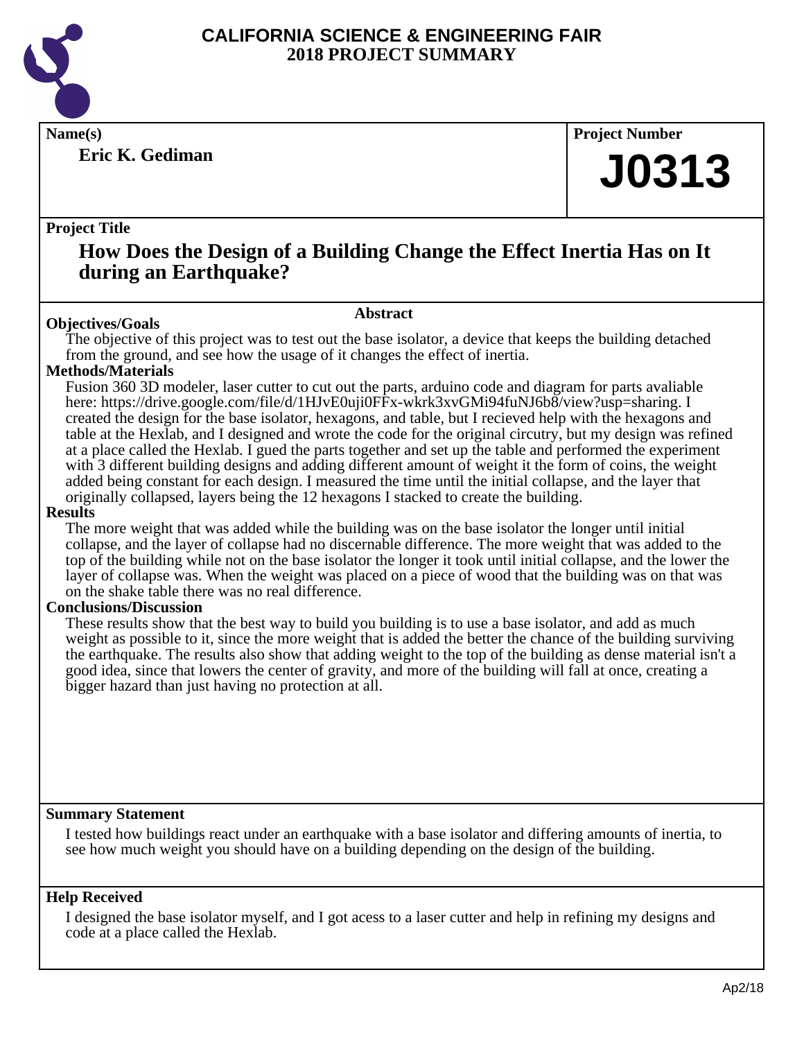# CALIFORNIA SCIENCE & ENGINEERING FAIR
## 2018 PROJECT SUMMARY

**Name(s)**

**Eric K. Gediman**

**Project Number**

**J0313**

**Project Title**

## How Does the Design of a Building Change the Effect Inertia Has on It during an Earthquake?

### Abstract

**Objectives/Goals**

The objective of this project was to test out the base isolator, a device that keeps the building detached from the ground, and see how the usage of it changes the effect of inertia.

**Methods/Materials**

Fusion 360 3D modeler, laser cutter to cut out the parts, arduino code and diagram for parts avaliable here: https://drive.google.com/file/d/1HJvE0uji0FFx-wkrk3xvGMi94fuNJ6b8/view?usp=sharing. I created the design for the base isolator, hexagons, and table, but I recieved help with the hexagons and table at the Hexlab, and I designed and wrote the code for the original circutry, but my design was refined at a place called the Hexlab. I gued the parts together and set up the table and performed the experiment with 3 different building designs and adding different amount of weight it the form of coins, the weight added being constant for each design. I measured the time until the initial collapse, and the layer that originally collapsed, layers being the 12 hexagons I stacked to create the building.

**Results**

The more weight that was added while the building was on the base isolator the longer until initial collapse, and the layer of collapse had no discernable difference. The more weight that was added to the top of the building while not on the base isolator the longer it took until initial collapse, and the lower the layer of collapse was. When the weight was placed on a piece of wood that the building was on that was on the shake table there was no real difference.

**Conclusions/Discussion**

These results show that the best way to build you building is to use a base isolator, and add as much weight as possible to it, since the more weight that is added the better the chance of the building surviving the earthquake. The results also show that adding weight to the top of the building as dense material isn't a good idea, since that lowers the center of gravity, and more of the building will fall at once, creating a bigger hazard than just having no protection at all.

**Summary Statement**

I tested how buildings react under an earthquake with a base isolator and differing amounts of inertia, to see how much weight you should have on a building depending on the design of the building.

**Help Received**

I designed the base isolator myself, and I got acess to a laser cutter and help in refining my designs and code at a place called the Hexlab.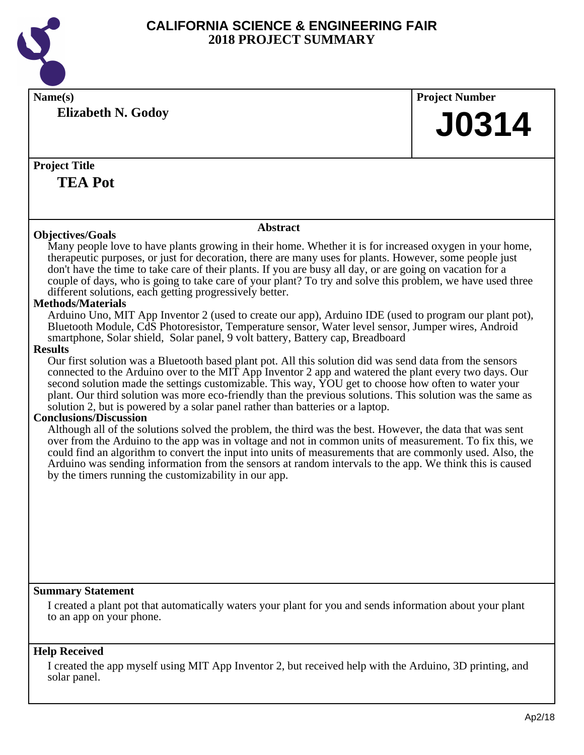# CALIFORNIA SCIENCE & ENGINEERING FAIR
## 2018 PROJECT SUMMARY

**Name(s)**

**Elizabeth N. Godoy**

**Project Number**

**J0314**

**Project Title**

**TEA Pot**

### Abstract

**Objectives/Goals**

Many people love to have plants growing in their home. Whether it is for increased oxygen in your home, therapeutic purposes, or just for decoration, there are many uses for plants. However, some people just don't have the time to take care of their plants. If you are busy all day, or are going on vacation for a couple of days, who is going to take care of your plant? To try and solve this problem, we have used three different solutions, each getting progressively better.

**Methods/Materials**

Arduino Uno, MIT App Inventor 2 (used to create our app), Arduino IDE (used to program our plant pot), Bluetooth Module, CdS Photoresistor, Temperature sensor, Water level sensor, Jumper wires, Android smartphone, Solar shield, Solar panel, 9 volt battery, Battery cap, Breadboard

**Results**

Our first solution was a Bluetooth based plant pot. All this solution did was send data from the sensors connected to the Arduino over to the MIT App Inventor 2 app and watered the plant every two days. Our second solution made the settings customizable. This way, YOU get to choose how often to water your plant. Our third solution was more eco-friendly than the previous solutions. This solution was the same as solution 2, but is powered by a solar panel rather than batteries or a laptop.

**Conclusions/Discussion**

Although all of the solutions solved the problem, the third was the best. However, the data that was sent over from the Arduino to the app was in voltage and not in common units of measurement. To fix this, we could find an algorithm to convert the input into units of measurements that are commonly used. Also, the Arduino was sending information from the sensors at random intervals to the app. We think this is caused by the timers running the customizability in our app.

**Summary Statement**

I created a plant pot that automatically waters your plant for you and sends information about your plant to an app on your phone.

**Help Received**

I created the app myself using MIT App Inventor 2, but received help with the Arduino, 3D printing, and solar panel.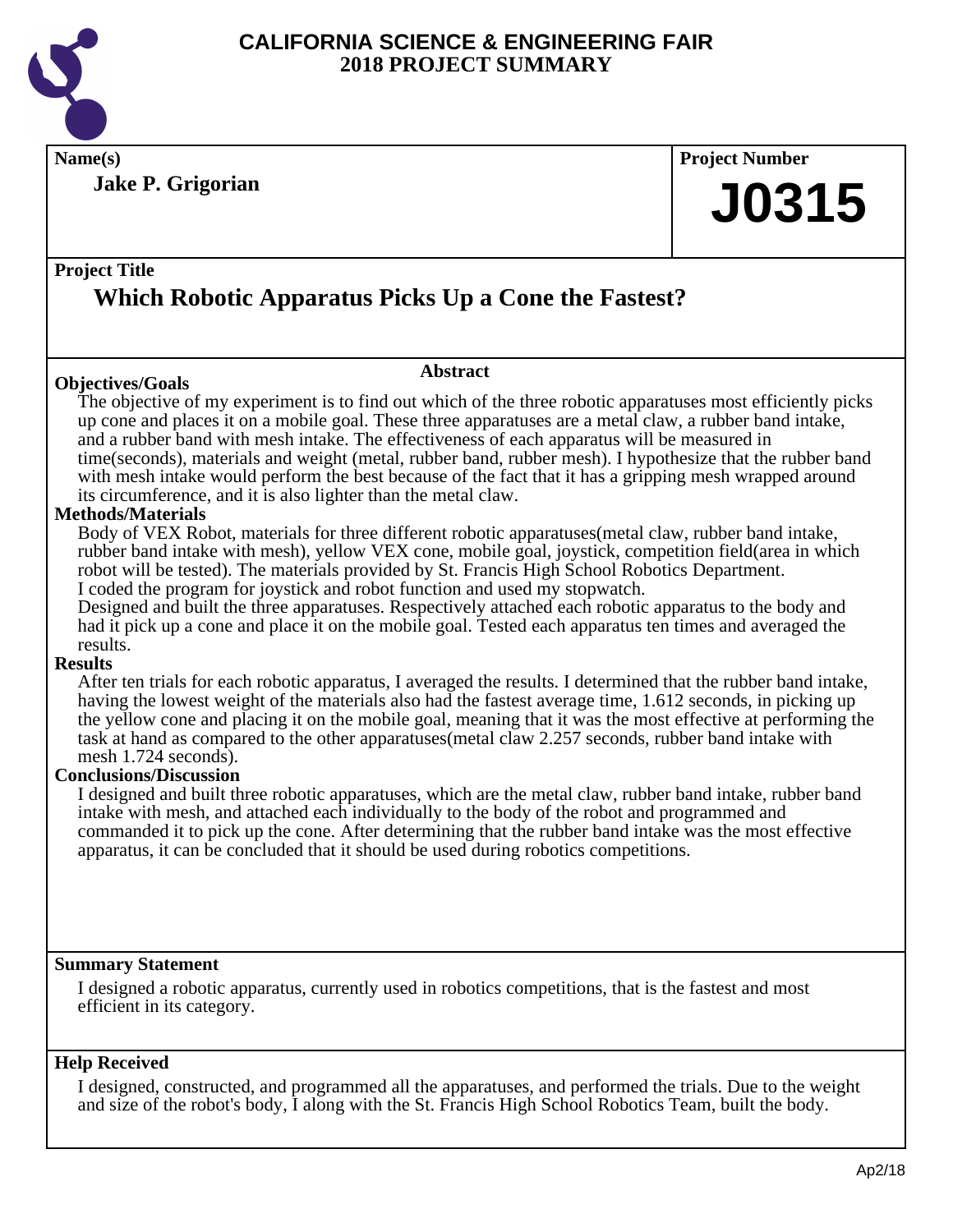# CALIFORNIA SCIENCE & ENGINEERING FAIR
## 2018 PROJECT SUMMARY

**Name(s)**

**Jake P. Grigorian**

**Project Number**

**J0315**

**Project Title**

## Which Robotic Apparatus Picks Up a Cone the Fastest?

### Abstract

**Objectives/Goals**

The objective of my experiment is to find out which of the three robotic apparatuses most efficiently picks up cone and places it on a mobile goal. These three apparatuses are a metal claw, a rubber band intake, and a rubber band with mesh intake. The effectiveness of each apparatus will be measured in time(seconds), materials and weight (metal, rubber band, rubber mesh). I hypothesize that the rubber band with mesh intake would perform the best because of the fact that it has a gripping mesh wrapped around its circumference, and it is also lighter than the metal claw.

**Methods/Materials**

Body of VEX Robot, materials for three different robotic apparatuses(metal claw, rubber band intake, rubber band intake with mesh), yellow VEX cone, mobile goal, joystick, competition field(area in which robot will be tested). The materials provided by St. Francis High School Robotics Department.
I coded the program for joystick and robot function and used my stopwatch.
Designed and built the three apparatuses. Respectively attached each robotic apparatus to the body and had it pick up a cone and place it on the mobile goal. Tested each apparatus ten times and averaged the results.

**Results**

After ten trials for each robotic apparatus, I averaged the results. I determined that the rubber band intake, having the lowest weight of the materials also had the fastest average time, 1.612 seconds, in picking up the yellow cone and placing it on the mobile goal, meaning that it was the most effective at performing the task at hand as compared to the other apparatuses(metal claw 2.257 seconds, rubber band intake with mesh 1.724 seconds).

**Conclusions/Discussion**

I designed and built three robotic apparatuses, which are the metal claw, rubber band intake, rubber band intake with mesh, and attached each individually to the body of the robot and programmed and commanded it to pick up the cone. After determining that the rubber band intake was the most effective apparatus, it can be concluded that it should be used during robotics competitions.

**Summary Statement**

I designed a robotic apparatus, currently used in robotics competitions, that is the fastest and most efficient in its category.

**Help Received**

I designed, constructed, and programmed all the apparatuses, and performed the trials. Due to the weight and size of the robot's body, I along with the St. Francis High School Robotics Team, built the body.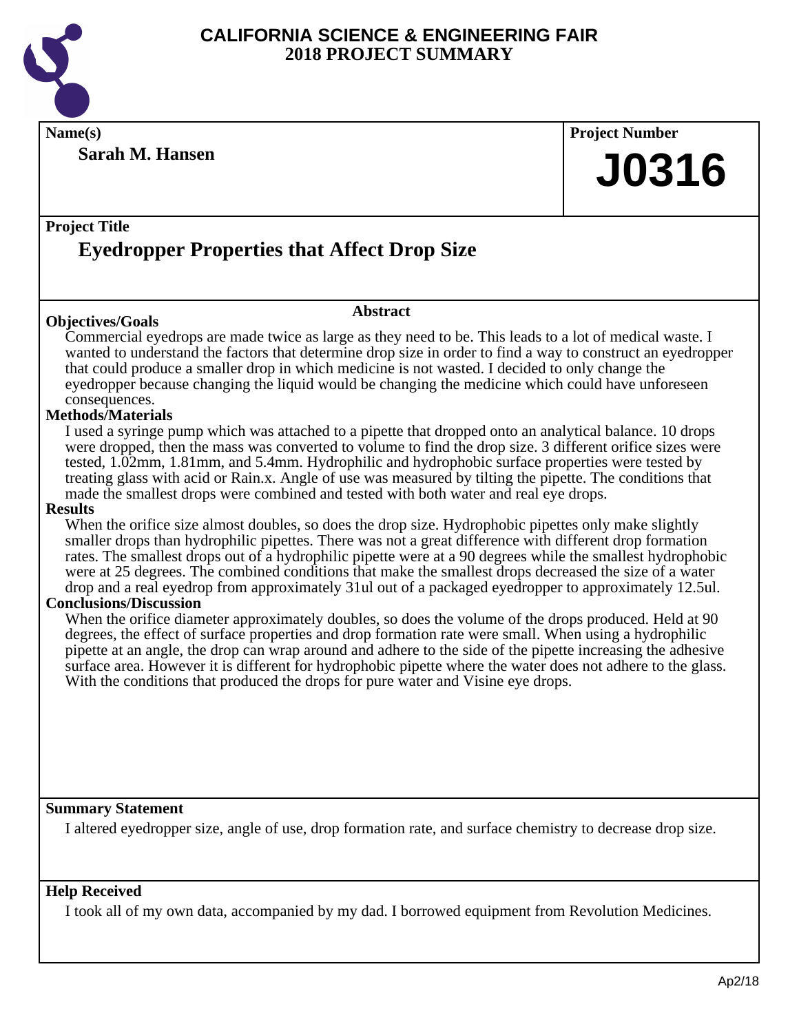# CALIFORNIA SCIENCE & ENGINEERING FAIR
## 2018 PROJECT SUMMARY

**Name(s)**

**Sarah M. Hansen**

**Project Number**

**J0316**

**Project Title**

## Eyedropper Properties that Affect Drop Size

**Abstract**

### Objectives/Goals

Commercial eyedrops are made twice as large as they need to be. This leads to a lot of medical waste. I wanted to understand the factors that determine drop size in order to find a way to construct an eyedropper that could produce a smaller drop in which medicine is not wasted. I decided to only change the eyedropper because changing the liquid would be changing the medicine which could have unforeseen consequences.

### Methods/Materials

I used a syringe pump which was attached to a pipette that dropped onto an analytical balance. 10 drops were dropped, then the mass was converted to volume to find the drop size. 3 different orifice sizes were tested, 1.02mm, 1.81mm, and 5.4mm. Hydrophilic and hydrophobic surface properties were tested by treating glass with acid or Rain.x. Angle of use was measured by tilting the pipette. The conditions that made the smallest drops were combined and tested with both water and real eye drops.

### Results

When the orifice size almost doubles, so does the drop size. Hydrophobic pipettes only make slightly smaller drops than hydrophilic pipettes. There was not a great difference with different drop formation rates. The smallest drops out of a hydrophilic pipette were at a 90 degrees while the smallest hydrophobic were at 25 degrees. The combined conditions that make the smallest drops decreased the size of a water drop and a real eyedrop from approximately 31ul out of a packaged eyedropper to approximately 12.5ul.

### Conclusions/Discussion

When the orifice diameter approximately doubles, so does the volume of the drops produced. Held at 90 degrees, the effect of surface properties and drop formation rate were small. When using a hydrophilic pipette at an angle, the drop can wrap around and adhere to the side of the pipette increasing the adhesive surface area. However it is different for hydrophobic pipette where the water does not adhere to the glass. With the conditions that produced the drops for pure water and Visine eye drops.

**Summary Statement**

I altered eyedropper size, angle of use, drop formation rate, and surface chemistry to decrease drop size.

**Help Received**

I took all of my own data, accompanied by my dad. I borrowed equipment from Revolution Medicines.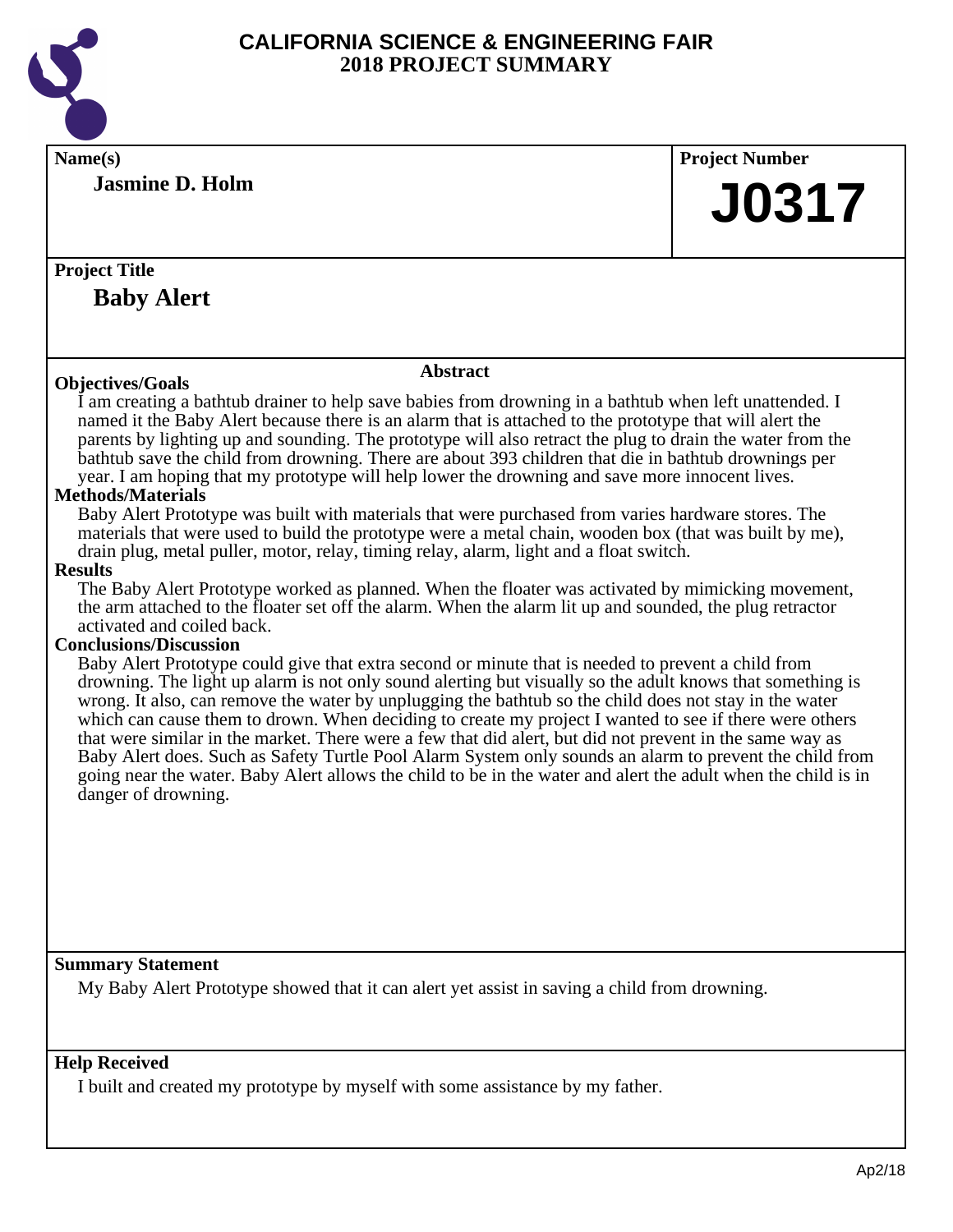# CALIFORNIA SCIENCE & ENGINEERING FAIR
# 2018 PROJECT SUMMARY

**Name(s)**

**Jasmine D. Holm**

**Project Number**

**J0317**

**Project Title**

**Baby Alert**

## Abstract

**Objectives/Goals**

I am creating a bathtub drainer to help save babies from drowning in a bathtub when left unattended. I named it the Baby Alert because there is an alarm that is attached to the prototype that will alert the parents by lighting up and sounding. The prototype will also retract the plug to drain the water from the bathtub save the child from drowning. There are about 393 children that die in bathtub drownings per year. I am hoping that my prototype will help lower the drowning and save more innocent lives.

**Methods/Materials**

Baby Alert Prototype was built with materials that were purchased from varies hardware stores. The materials that were used to build the prototype were a metal chain, wooden box (that was built by me), drain plug, metal puller, motor, relay, timing relay, alarm, light and a float switch.

**Results**

The Baby Alert Prototype worked as planned. When the floater was activated by mimicking movement, the arm attached to the floater set off the alarm. When the alarm lit up and sounded, the plug retractor activated and coiled back.

**Conclusions/Discussion**

Baby Alert Prototype could give that extra second or minute that is needed to prevent a child from drowning. The light up alarm is not only sound alerting but visually so the adult knows that something is wrong. It also, can remove the water by unplugging the bathtub so the child does not stay in the water which can cause them to drown. When deciding to create my project I wanted to see if there were others that were similar in the market. There were a few that did alert, but did not prevent in the same way as Baby Alert does. Such as Safety Turtle Pool Alarm System only sounds an alarm to prevent the child from going near the water. Baby Alert allows the child to be in the water and alert the adult when the child is in danger of drowning.

**Summary Statement**

My Baby Alert Prototype showed that it can alert yet assist in saving a child from drowning.

**Help Received**

I built and created my prototype by myself with some assistance by my father.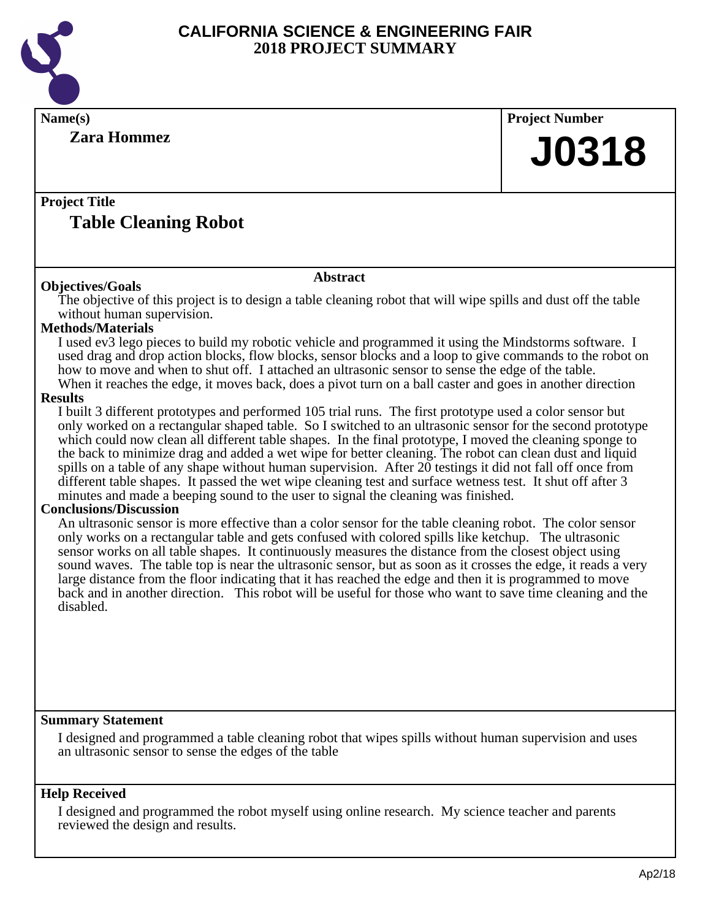# CALIFORNIA SCIENCE & ENGINEERING FAIR
## 2018 PROJECT SUMMARY

**Name(s)**

**Zara Hommez**

**Project Number**

**J0318**

**Project Title**

**Table Cleaning Robot**

### Abstract

**Objectives/Goals**

The objective of this project is to design a table cleaning robot that will wipe spills and dust off the table without human supervision.

**Methods/Materials**

I used ev3 lego pieces to build my robotic vehicle and programmed it using the Mindstorms software. I used drag and drop action blocks, flow blocks, sensor blocks and a loop to give commands to the robot on how to move and when to shut off. I attached an ultrasonic sensor to sense the edge of the table. When it reaches the edge, it moves back, does a pivot turn on a ball caster and goes in another direction

**Results**

I built 3 different prototypes and performed 105 trial runs. The first prototype used a color sensor but only worked on a rectangular shaped table. So I switched to an ultrasonic sensor for the second prototype which could now clean all different table shapes. In the final prototype, I moved the cleaning sponge to the back to minimize drag and added a wet wipe for better cleaning. The robot can clean dust and liquid spills on a table of any shape without human supervision. After 20 testings it did not fall off once from different table shapes. It passed the wet wipe cleaning test and surface wetness test. It shut off after 3 minutes and made a beeping sound to the user to signal the cleaning was finished.

**Conclusions/Discussion**

An ultrasonic sensor is more effective than a color sensor for the table cleaning robot. The color sensor only works on a rectangular table and gets confused with colored spills like ketchup. The ultrasonic sensor works on all table shapes. It continuously measures the distance from the closest object using sound waves. The table top is near the ultrasonic sensor, but as soon as it crosses the edge, it reads a very large distance from the floor indicating that it has reached the edge and then it is programmed to move back and in another direction. This robot will be useful for those who want to save time cleaning and the disabled.

**Summary Statement**

I designed and programmed a table cleaning robot that wipes spills without human supervision and uses an ultrasonic sensor to sense the edges of the table

**Help Received**

I designed and programmed the robot myself using online research. My science teacher and parents reviewed the design and results.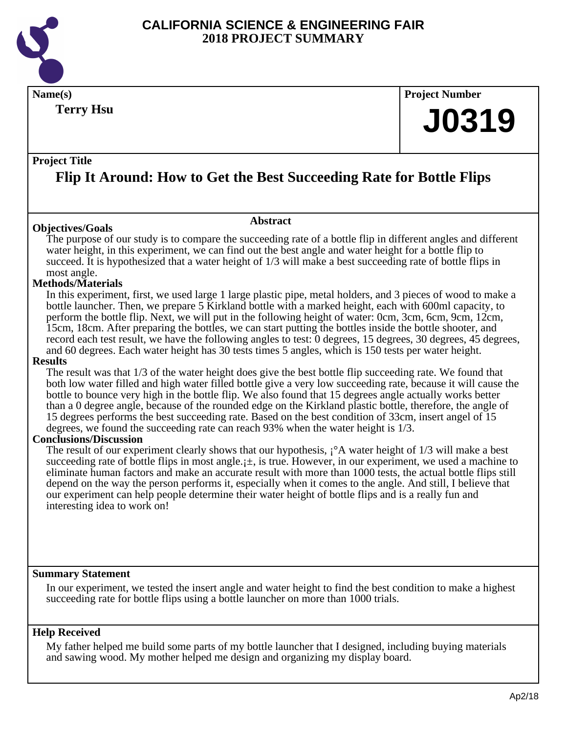# CALIFORNIA SCIENCE & ENGINEERING FAIR
# 2018 PROJECT SUMMARY

**Name(s)**

**Terry Hsu**

**Project Number**

# J0319

**Project Title**

## Flip It Around: How to Get the Best Succeeding Rate for Bottle Flips

**Abstract**

**Objectives/Goals**

The purpose of our study is to compare the succeeding rate of a bottle flip in different angles and different water height, in this experiment, we can find out the best angle and water height for a bottle flip to succeed. It is hypothesized that a water height of 1/3 will make a best succeeding rate of bottle flips in most angle.

**Methods/Materials**

In this experiment, first, we used large 1 large plastic pipe, metal holders, and 3 pieces of wood to make a bottle launcher. Then, we prepare 5 Kirkland bottle with a marked height, each with 600ml capacity, to perform the bottle flip. Next, we will put in the following height of water: 0cm, 3cm, 6cm, 9cm, 12cm, 15cm, 18cm. After preparing the bottles, we can start putting the bottles inside the bottle shooter, and record each test result, we have the following angles to test: 0 degrees, 15 degrees, 30 degrees, 45 degrees, and 60 degrees. Each water height has 30 tests times 5 angles, which is 150 tests per water height.

**Results**

The result was that 1/3 of the water height does give the best bottle flip succeeding rate. We found that both low water filled and high water filled bottle give a very low succeeding rate, because it will cause the bottle to bounce very high in the bottle flip. We also found that 15 degrees angle actually works better than a 0 degree angle, because of the rounded edge on the Kirkland plastic bottle, therefore, the angle of 15 degrees performs the best succeeding rate. Based on the best condition of 33cm, insert angel of 15 degrees, we found the succeeding rate can reach 93% when the water height is 1/3.

**Conclusions/Discussion**

The result of our experiment clearly shows that our hypothesis, ¡°A water height of 1/3 will make a best succeeding rate of bottle flips in most angle.¡±, is true. However, in our experiment, we used a machine to eliminate human factors and make an accurate result with more than 1000 tests, the actual bottle flips still depend on the way the person performs it, especially when it comes to the angle. And still, I believe that our experiment can help people determine their water height of bottle flips and is a really fun and interesting idea to work on!

**Summary Statement**

In our experiment, we tested the insert angle and water height to find the best condition to make a highest succeeding rate for bottle flips using a bottle launcher on more than 1000 trials.

**Help Received**

My father helped me build some parts of my bottle launcher that I designed, including buying materials and sawing wood. My mother helped me design and organizing my display board.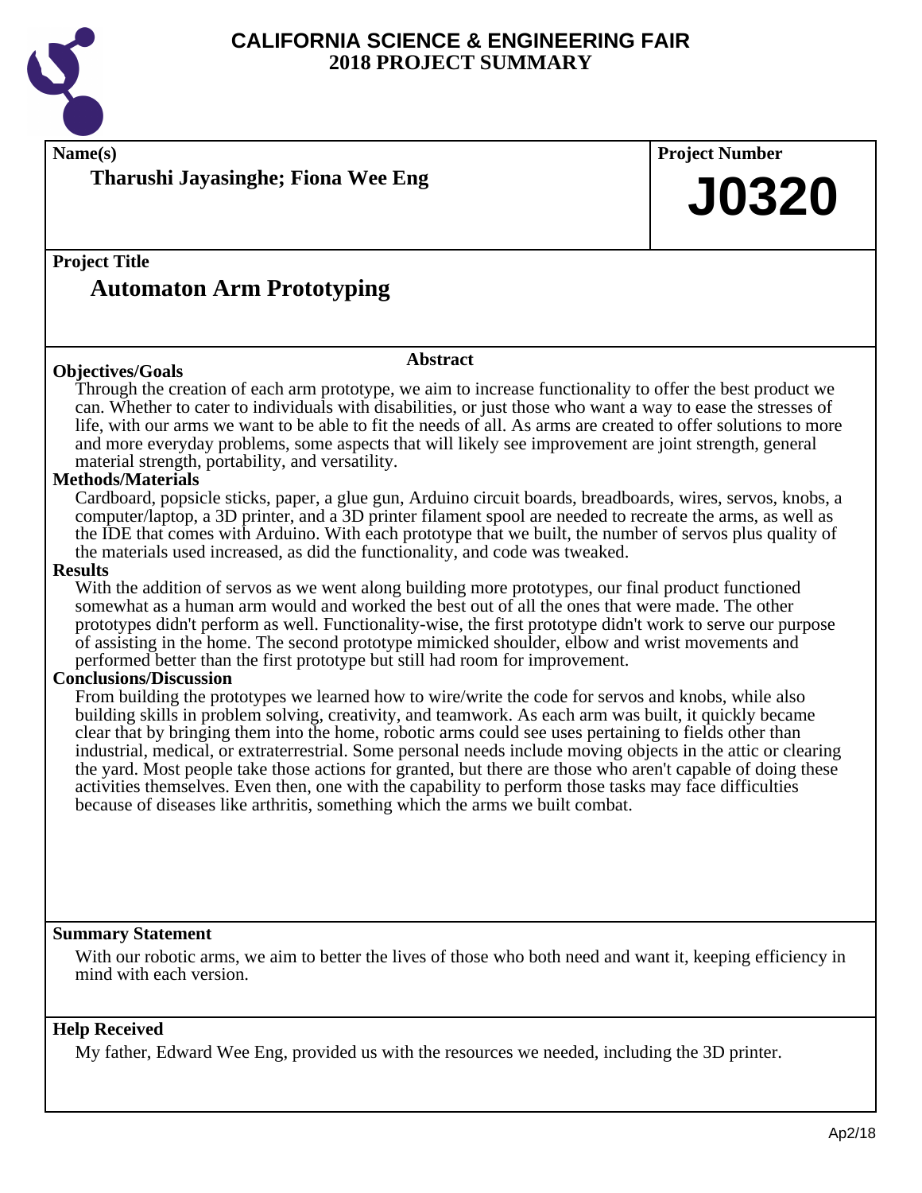# CALIFORNIA SCIENCE & ENGINEERING FAIR
## 2018 PROJECT SUMMARY

**Name(s)**

**Tharushi Jayasinghe; Fiona Wee Eng**

**Project Number**

**J0320**

**Project Title**

## Automaton Arm Prototyping

### Abstract

**Objectives/Goals**

Through the creation of each arm prototype, we aim to increase functionality to offer the best product we can. Whether to cater to individuals with disabilities, or just those who want a way to ease the stresses of life, with our arms we want to be able to fit the needs of all. As arms are created to offer solutions to more and more everyday problems, some aspects that will likely see improvement are joint strength, general material strength, portability, and versatility.

**Methods/Materials**

Cardboard, popsicle sticks, paper, a glue gun, Arduino circuit boards, breadboards, wires, servos, knobs, a computer/laptop, a 3D printer, and a 3D printer filament spool are needed to recreate the arms, as well as the IDE that comes with Arduino. With each prototype that we built, the number of servos plus quality of the materials used increased, as did the functionality, and code was tweaked.

**Results**

With the addition of servos as we went along building more prototypes, our final product functioned somewhat as a human arm would and worked the best out of all the ones that were made. The other prototypes didn't perform as well. Functionality-wise, the first prototype didn't work to serve our purpose of assisting in the home. The second prototype mimicked shoulder, elbow and wrist movements and performed better than the first prototype but still had room for improvement.

**Conclusions/Discussion**

From building the prototypes we learned how to wire/write the code for servos and knobs, while also building skills in problem solving, creativity, and teamwork. As each arm was built, it quickly became clear that by bringing them into the home, robotic arms could see uses pertaining to fields other than industrial, medical, or extraterrestrial. Some personal needs include moving objects in the attic or clearing the yard. Most people take those actions for granted, but there are those who aren't capable of doing these activities themselves. Even then, one with the capability to perform those tasks may face difficulties because of diseases like arthritis, something which the arms we built combat.

**Summary Statement**

With our robotic arms, we aim to better the lives of those who both need and want it, keeping efficiency in mind with each version.

**Help Received**

My father, Edward Wee Eng, provided us with the resources we needed, including the 3D printer.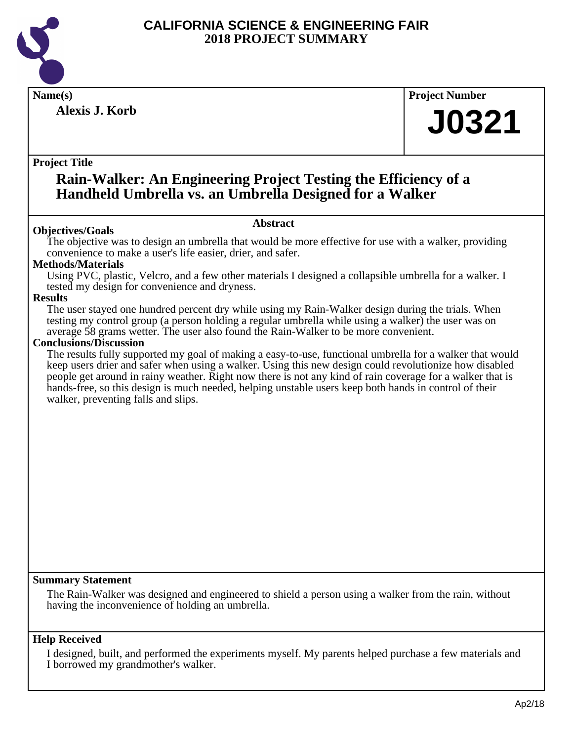# CALIFORNIA SCIENCE & ENGINEERING FAIR
## 2018 PROJECT SUMMARY

**Name(s)**
**Alexis J. Korb**

**Project Number**
**J0321**

**Project Title**
## Rain-Walker: An Engineering Project Testing the Efficiency of a Handheld Umbrella vs. an Umbrella Designed for a Walker

### Abstract

**Objectives/Goals**
The objective was to design an umbrella that would be more effective for use with a walker, providing convenience to make a user's life easier, drier, and safer.

**Methods/Materials**
Using PVC, plastic, Velcro, and a few other materials I designed a collapsible umbrella for a walker. I tested my design for convenience and dryness.

**Results**
The user stayed one hundred percent dry while using my Rain-Walker design during the trials. When testing my control group (a person holding a regular umbrella while using a walker) the user was on average 58 grams wetter. The user also found the Rain-Walker to be more convenient.

**Conclusions/Discussion**
The results fully supported my goal of making a easy-to-use, functional umbrella for a walker that would keep users drier and safer when using a walker. Using this new design could revolutionize how disabled people get around in rainy weather. Right now there is not any kind of rain coverage for a walker that is hands-free, so this design is much needed, helping unstable users keep both hands in control of their walker, preventing falls and slips.

**Summary Statement**
The Rain-Walker was designed and engineered to shield a person using a walker from the rain, without having the inconvenience of holding an umbrella.

**Help Received**
I designed, built, and performed the experiments myself. My parents helped purchase a few materials and I borrowed my grandmother's walker.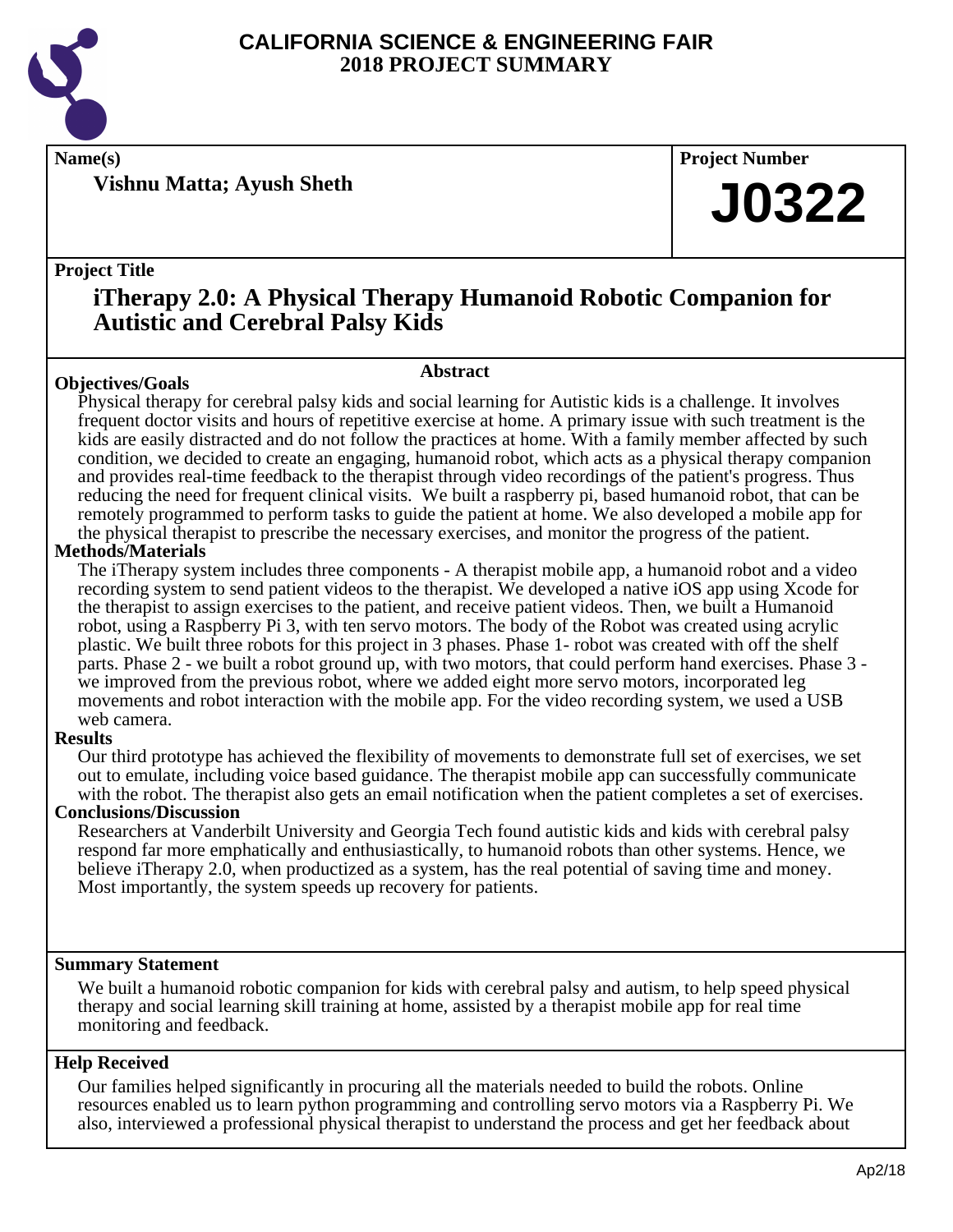# CALIFORNIA SCIENCE & ENGINEERING FAIR
## 2018 PROJECT SUMMARY

**Name(s)**

**Vishnu Matta; Ayush Sheth**

**Project Number**

# J0322

**Project Title**

## iTherapy 2.0: A Physical Therapy Humanoid Robotic Companion for Autistic and Cerebral Palsy Kids

### Abstract

**Objectives/Goals**

Physical therapy for cerebral palsy kids and social learning for Autistic kids is a challenge. It involves frequent doctor visits and hours of repetitive exercise at home. A primary issue with such treatment is the kids are easily distracted and do not follow the practices at home. With a family member affected by such condition, we decided to create an engaging, humanoid robot, which acts as a physical therapy companion and provides real-time feedback to the therapist through video recordings of the patient's progress. Thus reducing the need for frequent clinical visits. We built a raspberry pi, based humanoid robot, that can be remotely programmed to perform tasks to guide the patient at home. We also developed a mobile app for the physical therapist to prescribe the necessary exercises, and monitor the progress of the patient.

**Methods/Materials**

The iTherapy system includes three components - A therapist mobile app, a humanoid robot and a video recording system to send patient videos to the therapist. We developed a native iOS app using Xcode for the therapist to assign exercises to the patient, and receive patient videos. Then, we built a Humanoid robot, using a Raspberry Pi 3, with ten servo motors. The body of the Robot was created using acrylic plastic. We built three robots for this project in 3 phases. Phase 1- robot was created with off the shelf parts. Phase 2 - we built a robot ground up, with two motors, that could perform hand exercises. Phase 3 - we improved from the previous robot, where we added eight more servo motors, incorporated leg movements and robot interaction with the mobile app. For the video recording system, we used a USB web camera.

**Results**

Our third prototype has achieved the flexibility of movements to demonstrate full set of exercises, we set out to emulate, including voice based guidance. The therapist mobile app can successfully communicate with the robot. The therapist also gets an email notification when the patient completes a set of exercises.

**Conclusions/Discussion**

Researchers at Vanderbilt University and Georgia Tech found autistic kids and kids with cerebral palsy respond far more emphatically and enthusiastically, to humanoid robots than other systems. Hence, we believe iTherapy 2.0, when productized as a system, has the real potential of saving time and money. Most importantly, the system speeds up recovery for patients.

**Summary Statement**

We built a humanoid robotic companion for kids with cerebral palsy and autism, to help speed physical therapy and social learning skill training at home, assisted by a therapist mobile app for real time monitoring and feedback.

**Help Received**

Our families helped significantly in procuring all the materials needed to build the robots. Online resources enabled us to learn python programming and controlling servo motors via a Raspberry Pi. We also, interviewed a professional physical therapist to understand the process and get her feedback about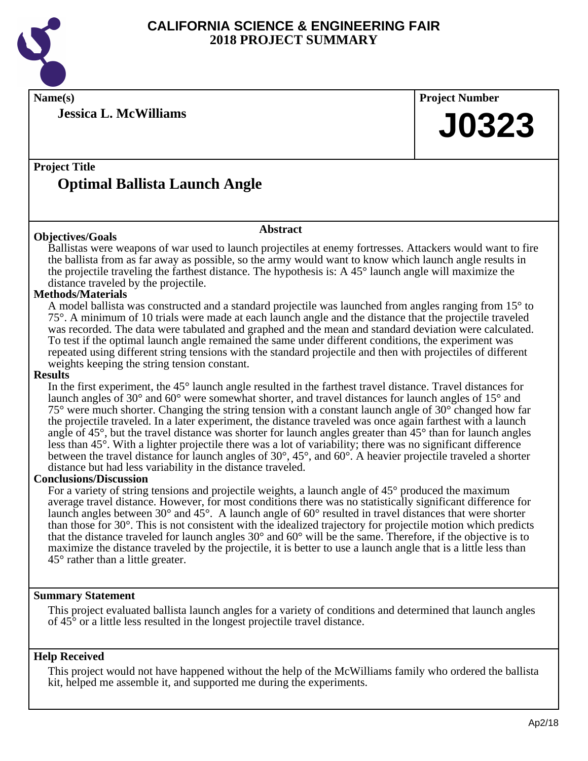# CALIFORNIA SCIENCE & ENGINEERING FAIR
## 2018 PROJECT SUMMARY

**Name(s)**

**Jessica L. McWilliams**

**Project Number**

**J0323**

**Project Title**

## Optimal Ballista Launch Angle

### Abstract

**Objectives/Goals**

Ballistas were weapons of war used to launch projectiles at enemy fortresses. Attackers would want to fire the ballista from as far away as possible, so the army would want to know which launch angle results in the projectile traveling the farthest distance. The hypothesis is: A 45° launch angle will maximize the distance traveled by the projectile.

**Methods/Materials**

A model ballista was constructed and a standard projectile was launched from angles ranging from 15° to 75°. A minimum of 10 trials were made at each launch angle and the distance that the projectile traveled was recorded. The data were tabulated and graphed and the mean and standard deviation were calculated. To test if the optimal launch angle remained the same under different conditions, the experiment was repeated using different string tensions with the standard projectile and then with projectiles of different weights keeping the string tension constant.

**Results**

In the first experiment, the 45° launch angle resulted in the farthest travel distance. Travel distances for launch angles of 30° and 60° were somewhat shorter, and travel distances for launch angles of 15° and 75° were much shorter. Changing the string tension with a constant launch angle of 30° changed how far the projectile traveled. In a later experiment, the distance traveled was once again farthest with a launch angle of 45°, but the travel distance was shorter for launch angles greater than 45° than for launch angles less than 45°. With a lighter projectile there was a lot of variability; there was no significant difference between the travel distance for launch angles of 30°, 45°, and 60°. A heavier projectile traveled a shorter distance but had less variability in the distance traveled.

**Conclusions/Discussion**

For a variety of string tensions and projectile weights, a launch angle of 45° produced the maximum average travel distance. However, for most conditions there was no statistically significant difference for launch angles between 30° and 45°. A launch angle of 60° resulted in travel distances that were shorter than those for 30°. This is not consistent with the idealized trajectory for projectile motion which predicts that the distance traveled for launch angles 30° and 60° will be the same. Therefore, if the objective is to maximize the distance traveled by the projectile, it is better to use a launch angle that is a little less than 45° rather than a little greater.

**Summary Statement**

This project evaluated ballista launch angles for a variety of conditions and determined that launch angles of 45° or a little less resulted in the longest projectile travel distance.

**Help Received**

This project would not have happened without the help of the McWilliams family who ordered the ballista kit, helped me assemble it, and supported me during the experiments.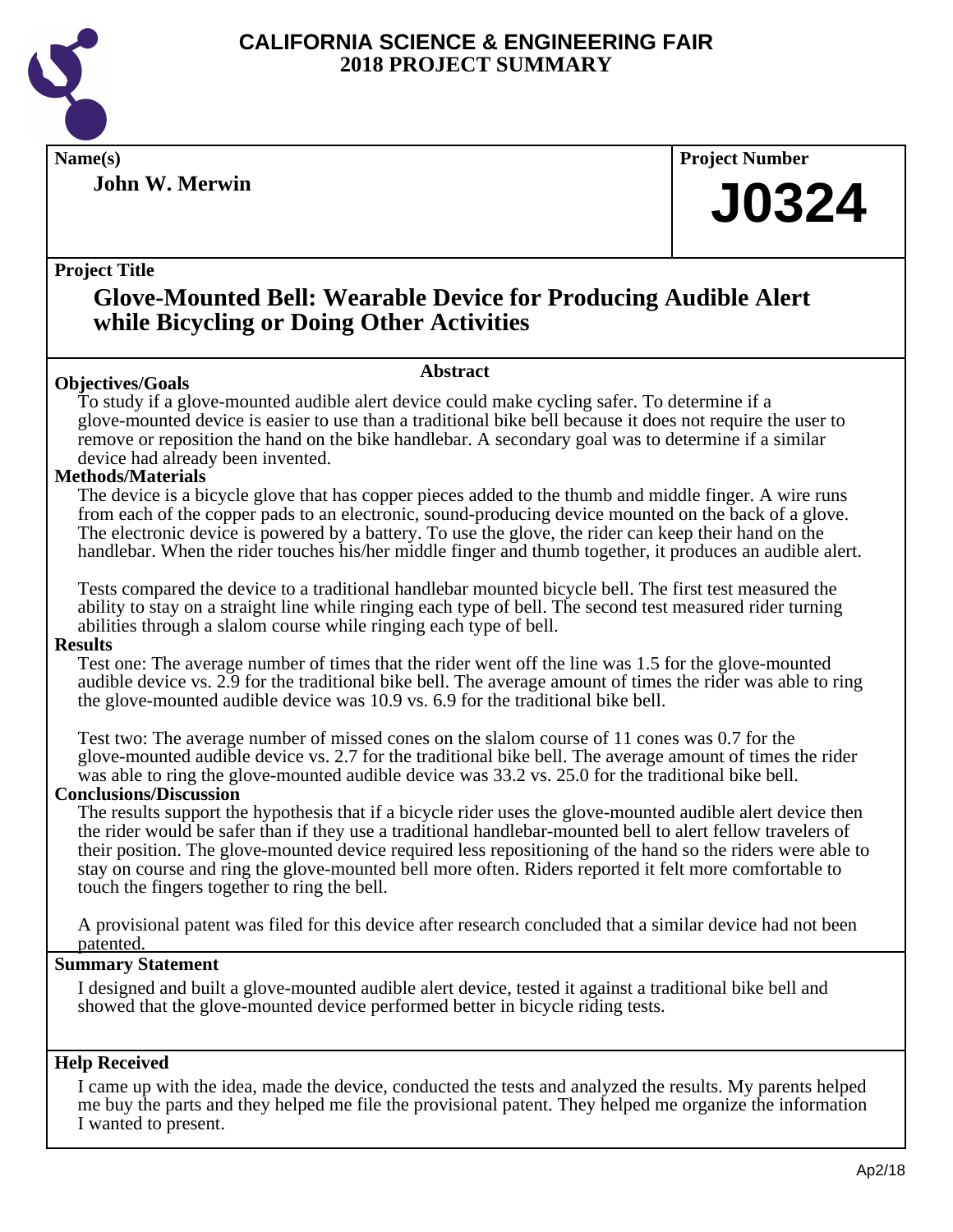# CALIFORNIA SCIENCE & ENGINEERING FAIR
## 2018 PROJECT SUMMARY

**Name(s)**

**John W. Merwin**

**Project Number**

**J0324**

**Project Title**

## Glove-Mounted Bell: Wearable Device for Producing Audible Alert while Bicycling or Doing Other Activities

### Abstract

**Objectives/Goals**

To study if a glove-mounted audible alert device could make cycling safer. To determine if a glove-mounted device is easier to use than a traditional bike bell because it does not require the user to remove or reposition the hand on the bike handlebar. A secondary goal was to determine if a similar device had already been invented.

**Methods/Materials**

The device is a bicycle glove that has copper pieces added to the thumb and middle finger. A wire runs from each of the copper pads to an electronic, sound-producing device mounted on the back of a glove. The electronic device is powered by a battery. To use the glove, the rider can keep their hand on the handlebar. When the rider touches his/her middle finger and thumb together, it produces an audible alert.

Tests compared the device to a traditional handlebar mounted bicycle bell. The first test measured the ability to stay on a straight line while ringing each type of bell. The second test measured rider turning abilities through a slalom course while ringing each type of bell.

**Results**

Test one: The average number of times that the rider went off the line was 1.5 for the glove-mounted audible device vs. 2.9 for the traditional bike bell. The average amount of times the rider was able to ring the glove-mounted audible device was 10.9 vs. 6.9 for the traditional bike bell.

Test two: The average number of missed cones on the slalom course of 11 cones was 0.7 for the glove-mounted audible device vs. 2.7 for the traditional bike bell. The average amount of times the rider was able to ring the glove-mounted audible device was 33.2 vs. 25.0 for the traditional bike bell.

**Conclusions/Discussion**

The results support the hypothesis that if a bicycle rider uses the glove-mounted audible alert device then the rider would be safer than if they use a traditional handlebar-mounted bell to alert fellow travelers of their position. The glove-mounted device required less repositioning of the hand so the riders were able to stay on course and ring the glove-mounted bell more often. Riders reported it felt more comfortable to touch the fingers together to ring the bell.

A provisional patent was filed for this device after research concluded that a similar device had not been patented.

**Summary Statement**

I designed and built a glove-mounted audible alert device, tested it against a traditional bike bell and showed that the glove-mounted device performed better in bicycle riding tests.

**Help Received**

I came up with the idea, made the device, conducted the tests and analyzed the results. My parents helped me buy the parts and they helped me file the provisional patent. They helped me organize the information I wanted to present.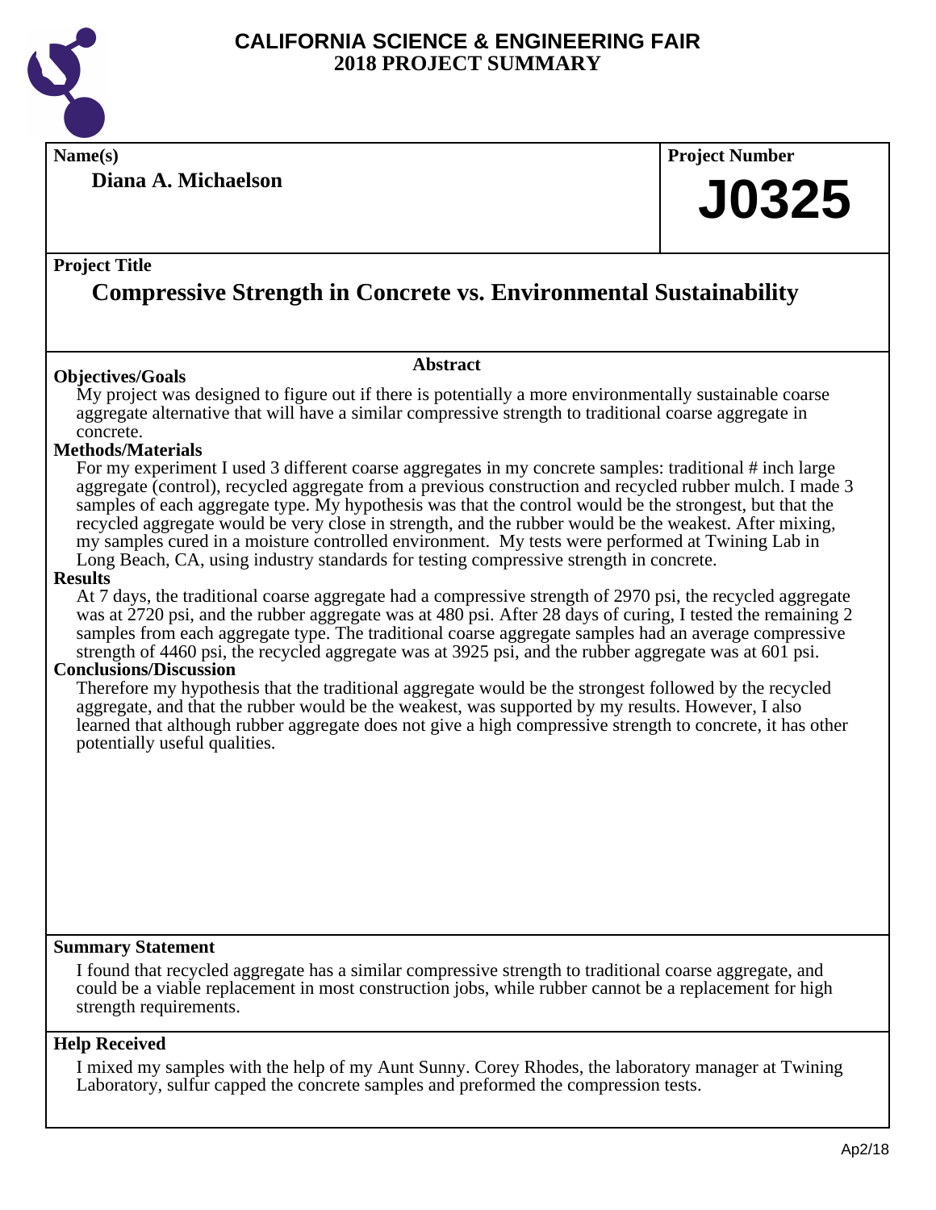# CALIFORNIA SCIENCE & ENGINEERING FAIR
## 2018 PROJECT SUMMARY

**Name(s)**

**Diana A. Michaelson**

**Project Number**

**J0325**

**Project Title**

## Compressive Strength in Concrete vs. Environmental Sustainability

### Abstract

**Objectives/Goals**

My project was designed to figure out if there is potentially a more environmentally sustainable coarse aggregate alternative that will have a similar compressive strength to traditional coarse aggregate in concrete.

**Methods/Materials**

For my experiment I used 3 different coarse aggregates in my concrete samples: traditional # inch large aggregate (control), recycled aggregate from a previous construction and recycled rubber mulch. I made 3 samples of each aggregate type. My hypothesis was that the control would be the strongest, but that the recycled aggregate would be very close in strength, and the rubber would be the weakest. After mixing, my samples cured in a moisture controlled environment. My tests were performed at Twining Lab in Long Beach, CA, using industry standards for testing compressive strength in concrete.

**Results**

At 7 days, the traditional coarse aggregate had a compressive strength of 2970 psi, the recycled aggregate was at 2720 psi, and the rubber aggregate was at 480 psi. After 28 days of curing, I tested the remaining 2 samples from each aggregate type. The traditional coarse aggregate samples had an average compressive strength of 4460 psi, the recycled aggregate was at 3925 psi, and the rubber aggregate was at 601 psi.

**Conclusions/Discussion**

Therefore my hypothesis that the traditional aggregate would be the strongest followed by the recycled aggregate, and that the rubber would be the weakest, was supported by my results. However, I also learned that although rubber aggregate does not give a high compressive strength to concrete, it has other potentially useful qualities.

**Summary Statement**

I found that recycled aggregate has a similar compressive strength to traditional coarse aggregate, and could be a viable replacement in most construction jobs, while rubber cannot be a replacement for high strength requirements.

**Help Received**

I mixed my samples with the help of my Aunt Sunny. Corey Rhodes, the laboratory manager at Twining Laboratory, sulfur capped the concrete samples and preformed the compression tests.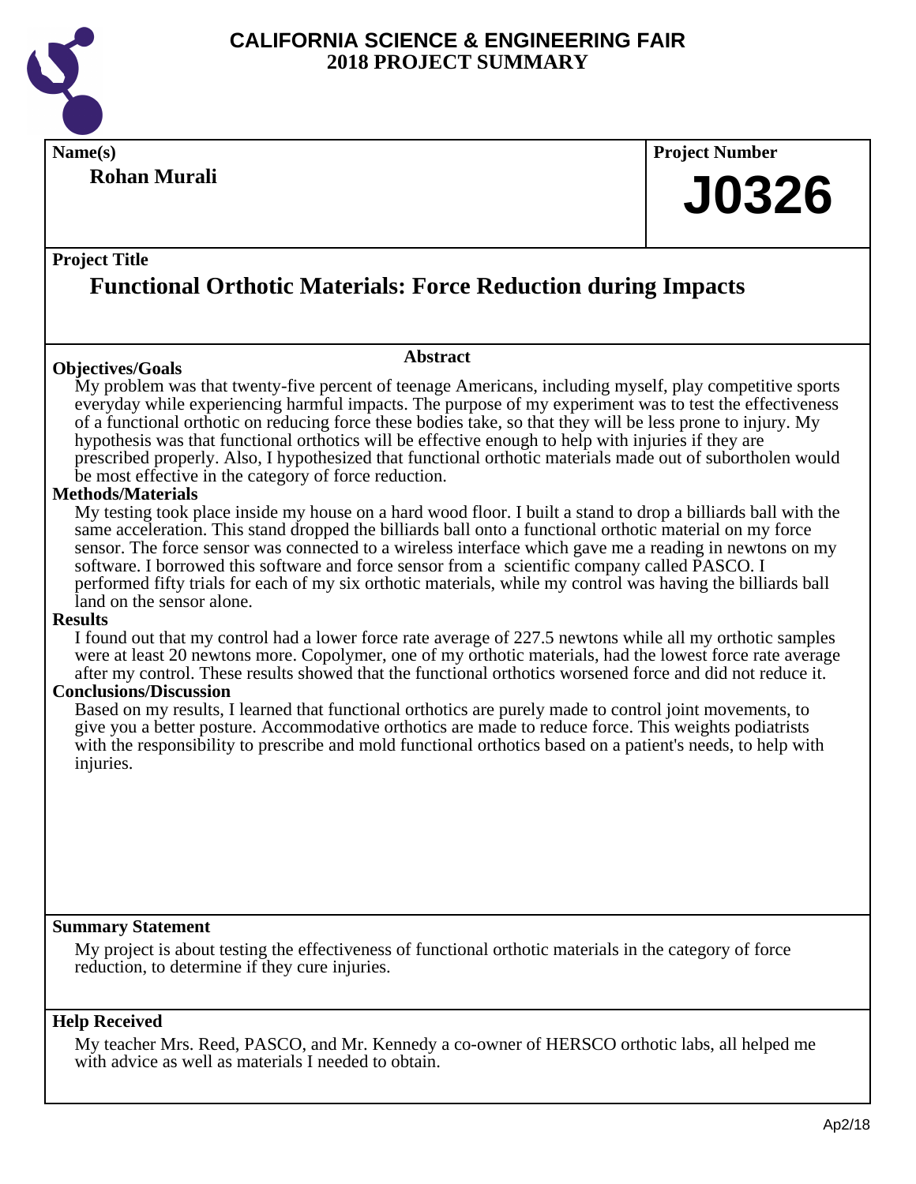# CALIFORNIA SCIENCE & ENGINEERING FAIR
## 2018 PROJECT SUMMARY

**Name(s)**

**Rohan Murali**

**Project Number**

# J0326

**Project Title**

## Functional Orthotic Materials: Force Reduction during Impacts

**Abstract**

**Objectives/Goals**

My problem was that twenty-five percent of teenage Americans, including myself, play competitive sports everyday while experiencing harmful impacts. The purpose of my experiment was to test the effectiveness of a functional orthotic on reducing force these bodies take, so that they will be less prone to injury. My hypothesis was that functional orthotics will be effective enough to help with injuries if they are prescribed properly. Also, I hypothesized that functional orthotic materials made out of subortholen would be most effective in the category of force reduction.

**Methods/Materials**

My testing took place inside my house on a hard wood floor. I built a stand to drop a billiards ball with the same acceleration. This stand dropped the billiards ball onto a functional orthotic material on my force sensor. The force sensor was connected to a wireless interface which gave me a reading in newtons on my software. I borrowed this software and force sensor from a scientific company called PASCO. I performed fifty trials for each of my six orthotic materials, while my control was having the billiards ball land on the sensor alone.

**Results**

I found out that my control had a lower force rate average of 227.5 newtons while all my orthotic samples were at least 20 newtons more. Copolymer, one of my orthotic materials, had the lowest force rate average after my control. These results showed that the functional orthotics worsened force and did not reduce it.

**Conclusions/Discussion**

Based on my results, I learned that functional orthotics are purely made to control joint movements, to give you a better posture. Accommodative orthotics are made to reduce force. This weights podiatrists with the responsibility to prescribe and mold functional orthotics based on a patient's needs, to help with injuries.

**Summary Statement**

My project is about testing the effectiveness of functional orthotic materials in the category of force reduction, to determine if they cure injuries.

**Help Received**

My teacher Mrs. Reed, PASCO, and Mr. Kennedy a co-owner of HERSCO orthotic labs, all helped me with advice as well as materials I needed to obtain.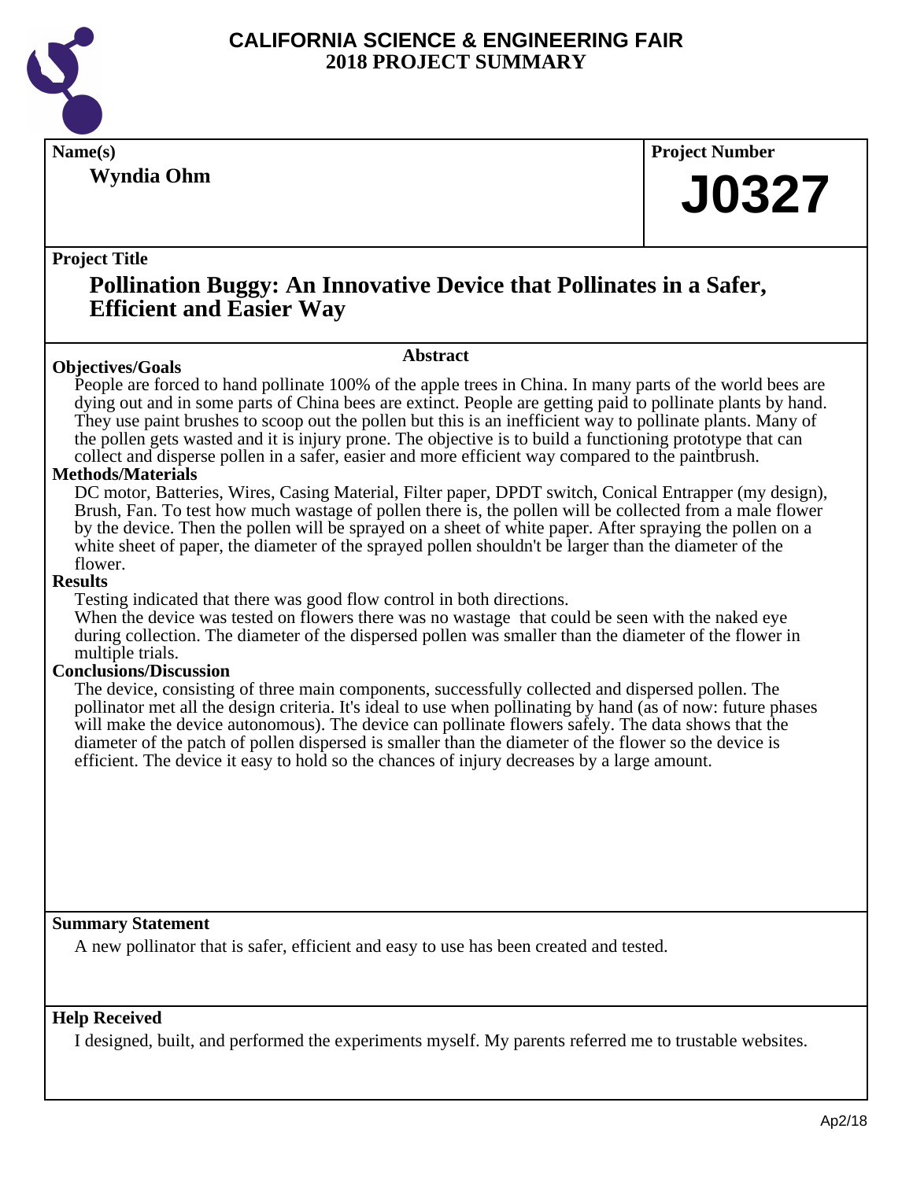# CALIFORNIA SCIENCE & ENGINEERING FAIR
## 2018 PROJECT SUMMARY

**Name(s)**

**Wyndia Ohm**

**Project Number**

**J0327**

**Project Title**

## Pollination Buggy: An Innovative Device that Pollinates in a Safer, Efficient and Easier Way

**Abstract**

**Objectives/Goals**

People are forced to hand pollinate 100% of the apple trees in China. In many parts of the world bees are dying out and in some parts of China bees are extinct. People are getting paid to pollinate plants by hand. They use paint brushes to scoop out the pollen but this is an inefficient way to pollinate plants. Many of the pollen gets wasted and it is injury prone. The objective is to build a functioning prototype that can collect and disperse pollen in a safer, easier and more efficient way compared to the paintbrush.

**Methods/Materials**

DC motor, Batteries, Wires, Casing Material, Filter paper, DPDT switch, Conical Entrapper (my design), Brush, Fan. To test how much wastage of pollen there is, the pollen will be collected from a male flower by the device. Then the pollen will be sprayed on a sheet of white paper. After spraying the pollen on a white sheet of paper, the diameter of the sprayed pollen shouldn't be larger than the diameter of the flower.

**Results**

Testing indicated that there was good flow control in both directions.
When the device was tested on flowers there was no wastage that could be seen with the naked eye during collection. The diameter of the dispersed pollen was smaller than the diameter of the flower in multiple trials.

**Conclusions/Discussion**

The device, consisting of three main components, successfully collected and dispersed pollen. The pollinator met all the design criteria. It's ideal to use when pollinating by hand (as of now: future phases will make the device autonomous). The device can pollinate flowers safely. The data shows that the diameter of the patch of pollen dispersed is smaller than the diameter of the flower so the device is efficient. The device it easy to hold so the chances of injury decreases by a large amount.

**Summary Statement**

A new pollinator that is safer, efficient and easy to use has been created and tested.

**Help Received**

I designed, built, and performed the experiments myself. My parents referred me to trustable websites.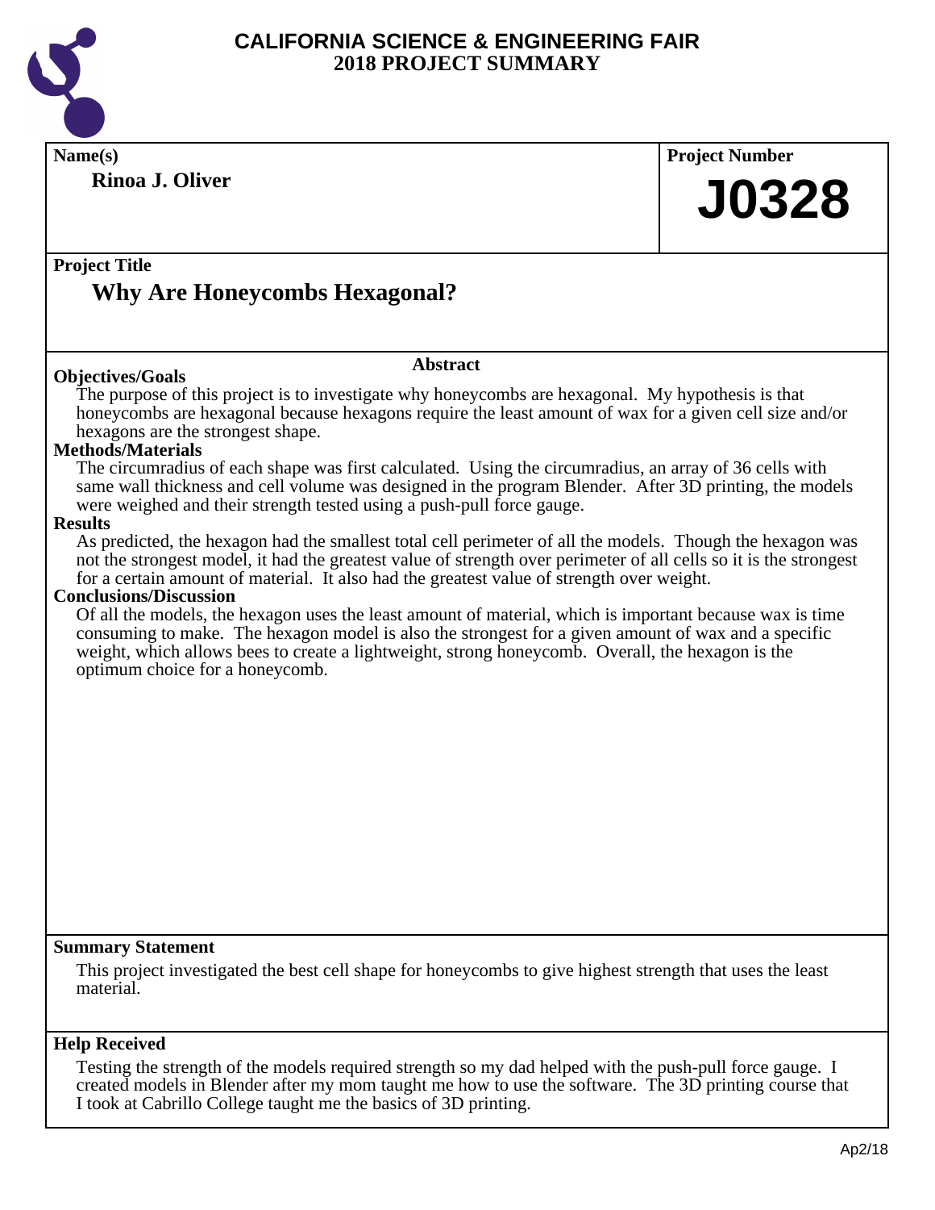# CALIFORNIA SCIENCE & ENGINEERING FAIR
## 2018 PROJECT SUMMARY

**Name(s)**

**Rinoa J. Oliver**

**Project Number**

# J0328

**Project Title**

## Why Are Honeycombs Hexagonal?

### Abstract

**Objectives/Goals**

The purpose of this project is to investigate why honeycombs are hexagonal. My hypothesis is that honeycombs are hexagonal because hexagons require the least amount of wax for a given cell size and/or hexagons are the strongest shape.

**Methods/Materials**

The circumradius of each shape was first calculated. Using the circumradius, an array of 36 cells with same wall thickness and cell volume was designed in the program Blender. After 3D printing, the models were weighed and their strength tested using a push-pull force gauge.

**Results**

As predicted, the hexagon had the smallest total cell perimeter of all the models. Though the hexagon was not the strongest model, it had the greatest value of strength over perimeter of all cells so it is the strongest for a certain amount of material. It also had the greatest value of strength over weight.

**Conclusions/Discussion**

Of all the models, the hexagon uses the least amount of material, which is important because wax is time consuming to make. The hexagon model is also the strongest for a given amount of wax and a specific weight, which allows bees to create a lightweight, strong honeycomb. Overall, the hexagon is the optimum choice for a honeycomb.

**Summary Statement**

This project investigated the best cell shape for honeycombs to give highest strength that uses the least material.

**Help Received**

Testing the strength of the models required strength so my dad helped with the push-pull force gauge. I created models in Blender after my mom taught me how to use the software. The 3D printing course that I took at Cabrillo College taught me the basics of 3D printing.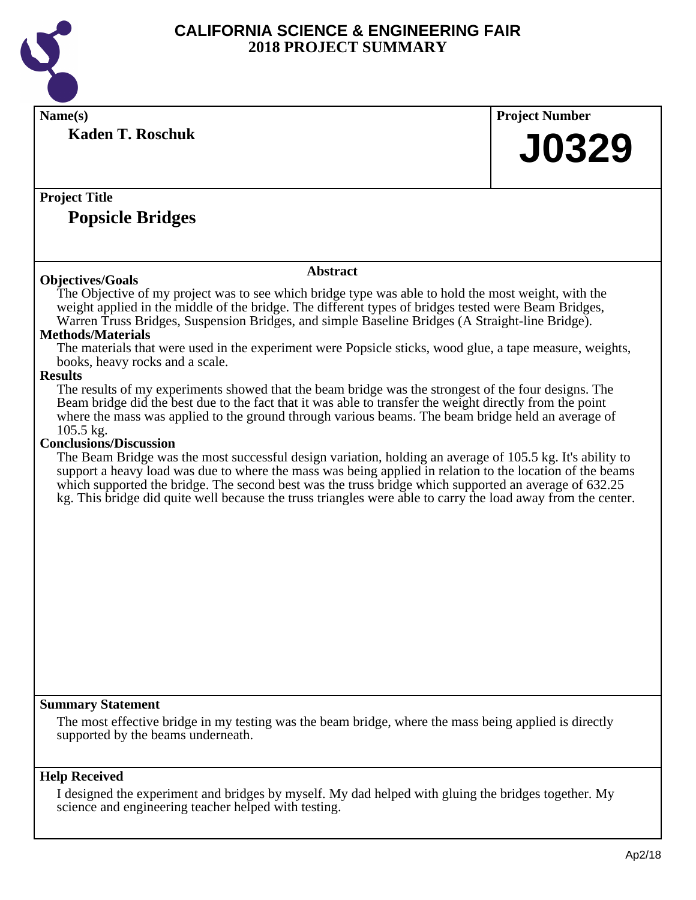# CALIFORNIA SCIENCE & ENGINEERING FAIR
## 2018 PROJECT SUMMARY

**Name(s)**

**Kaden T. Roschuk**

**Project Number**

**J0329**

**Project Title**

## Popsicle Bridges

### Abstract

**Objectives/Goals**

The Objective of my project was to see which bridge type was able to hold the most weight, with the weight applied in the middle of the bridge. The different types of bridges tested were Beam Bridges, Warren Truss Bridges, Suspension Bridges, and simple Baseline Bridges (A Straight-line Bridge).

**Methods/Materials**

The materials that were used in the experiment were Popsicle sticks, wood glue, a tape measure, weights, books, heavy rocks and a scale.

**Results**

The results of my experiments showed that the beam bridge was the strongest of the four designs. The Beam bridge did the best due to the fact that it was able to transfer the weight directly from the point where the mass was applied to the ground through various beams. The beam bridge held an average of 105.5 kg.

**Conclusions/Discussion**

The Beam Bridge was the most successful design variation, holding an average of 105.5 kg. It's ability to support a heavy load was due to where the mass was being applied in relation to the location of the beams which supported the bridge. The second best was the truss bridge which supported an average of 632.25 kg. This bridge did quite well because the truss triangles were able to carry the load away from the center.

**Summary Statement**

The most effective bridge in my testing was the beam bridge, where the mass being applied is directly supported by the beams underneath.

**Help Received**

I designed the experiment and bridges by myself. My dad helped with gluing the bridges together. My science and engineering teacher helped with testing.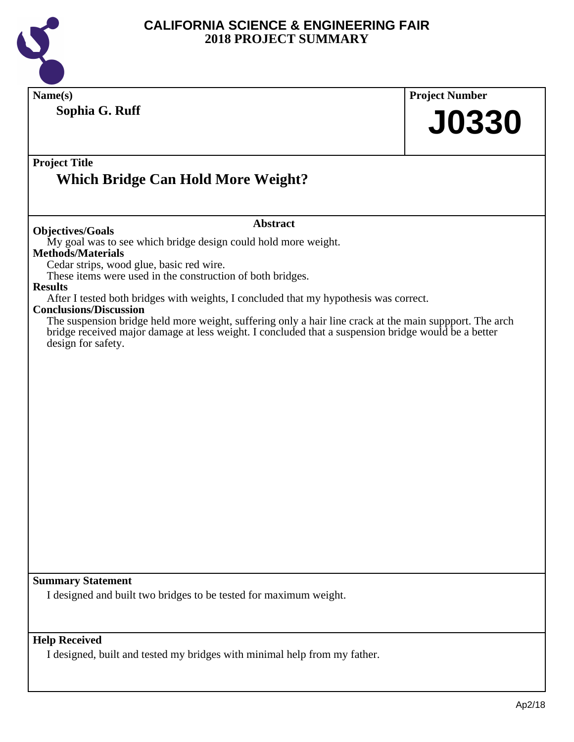# CALIFORNIA SCIENCE & ENGINEERING FAIR
## 2018 PROJECT SUMMARY

**Name(s)**

**Sophia G. Ruff**

**Project Number**

**J0330**

**Project Title**

## Which Bridge Can Hold More Weight?

### Abstract

**Objectives/Goals**

My goal was to see which bridge design could hold more weight.

**Methods/Materials**

Cedar strips, wood glue, basic red wire.
These items were used in the construction of both bridges.

**Results**

After I tested both bridges with weights, I concluded that my hypothesis was correct.

**Conclusions/Discussion**

The suspension bridge held more weight, suffering only a hair line crack at the main suppport. The arch bridge received major damage at less weight. I concluded that a suspension bridge would be a better design for safety.

**Summary Statement**

I designed and built two bridges to be tested for maximum weight.

**Help Received**

I designed, built and tested my bridges with minimal help from my father.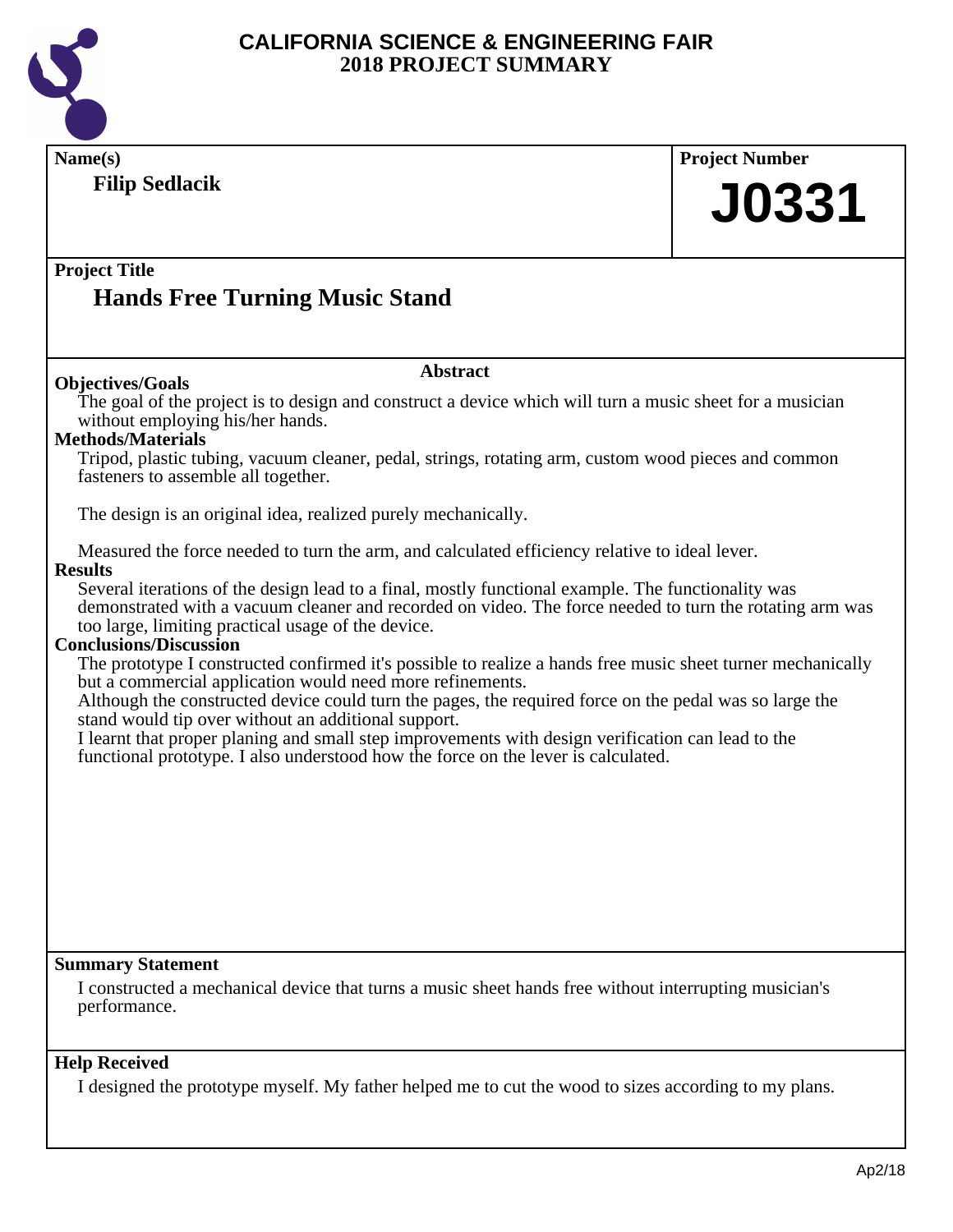# CALIFORNIA SCIENCE & ENGINEERING FAIR
# 2018 PROJECT SUMMARY

**Name(s)**

**Filip Sedlacik**

**Project Number**

**J0331**

**Project Title**

## Hands Free Turning Music Stand

### Abstract

**Objectives/Goals**

The goal of the project is to design and construct a device which will turn a music sheet for a musician without employing his/her hands.

**Methods/Materials**

Tripod, plastic tubing, vacuum cleaner, pedal, strings, rotating arm, custom wood pieces and common fasteners to assemble all together.

The design is an original idea, realized purely mechanically.

Measured the force needed to turn the arm, and calculated efficiency relative to ideal lever.

**Results**

Several iterations of the design lead to a final, mostly functional example. The functionality was demonstrated with a vacuum cleaner and recorded on video. The force needed to turn the rotating arm was too large, limiting practical usage of the device.

**Conclusions/Discussion**

The prototype I constructed confirmed it's possible to realize a hands free music sheet turner mechanically but a commercial application would need more refinements.

Although the constructed device could turn the pages, the required force on the pedal was so large the stand would tip over without an additional support.

I learnt that proper planing and small step improvements with design verification can lead to the functional prototype. I also understood how the force on the lever is calculated.

**Summary Statement**

I constructed a mechanical device that turns a music sheet hands free without interrupting musician's performance.

**Help Received**

I designed the prototype myself. My father helped me to cut the wood to sizes according to my plans.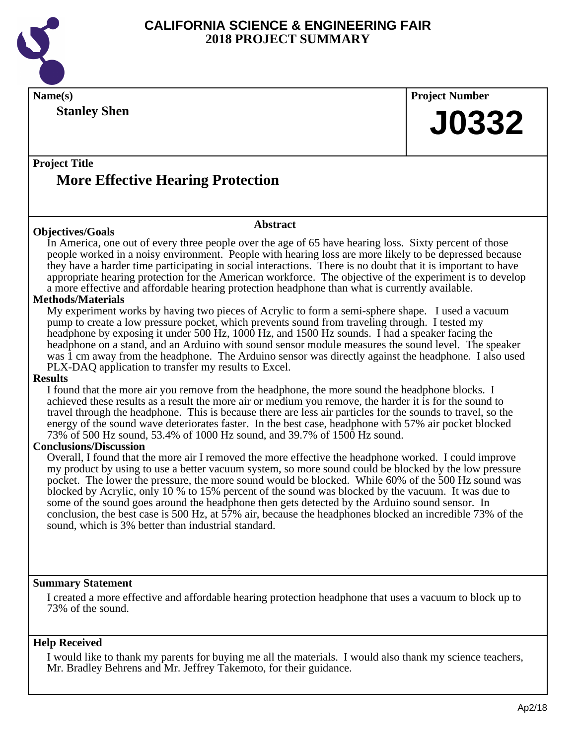# CALIFORNIA SCIENCE & ENGINEERING FAIR
## 2018 PROJECT SUMMARY

**Name(s)**

**Stanley Shen**

**Project Number**

**J0332**

**Project Title**

## More Effective Hearing Protection

### Abstract

**Objectives/Goals**

In America, one out of every three people over the age of 65 have hearing loss. Sixty percent of those people worked in a noisy environment. People with hearing loss are more likely to be depressed because they have a harder time participating in social interactions. There is no doubt that it is important to have appropriate hearing protection for the American workforce. The objective of the experiment is to develop a more effective and affordable hearing protection headphone than what is currently available.

**Methods/Materials**

My experiment works by having two pieces of Acrylic to form a semi-sphere shape. I used a vacuum pump to create a low pressure pocket, which prevents sound from traveling through. I tested my headphone by exposing it under 500 Hz, 1000 Hz, and 1500 Hz sounds. I had a speaker facing the headphone on a stand, and an Arduino with sound sensor module measures the sound level. The speaker was 1 cm away from the headphone. The Arduino sensor was directly against the headphone. I also used PLX-DAQ application to transfer my results to Excel.

**Results**

I found that the more air you remove from the headphone, the more sound the headphone blocks. I achieved these results as a result the more air or medium you remove, the harder it is for the sound to travel through the headphone. This is because there are less air particles for the sounds to travel, so the energy of the sound wave deteriorates faster. In the best case, headphone with 57% air pocket blocked 73% of 500 Hz sound, 53.4% of 1000 Hz sound, and 39.7% of 1500 Hz sound.

**Conclusions/Discussion**

Overall, I found that the more air I removed the more effective the headphone worked. I could improve my product by using to use a better vacuum system, so more sound could be blocked by the low pressure pocket. The lower the pressure, the more sound would be blocked. While 60% of the 500 Hz sound was blocked by Acrylic, only 10 % to 15% percent of the sound was blocked by the vacuum. It was due to some of the sound goes around the headphone then gets detected by the Arduino sound sensor. In conclusion, the best case is 500 Hz, at 57% air, because the headphones blocked an incredible 73% of the sound, which is 3% better than industrial standard.

**Summary Statement**

I created a more effective and affordable hearing protection headphone that uses a vacuum to block up to 73% of the sound.

**Help Received**

I would like to thank my parents for buying me all the materials. I would also thank my science teachers, Mr. Bradley Behrens and Mr. Jeffrey Takemoto, for their guidance.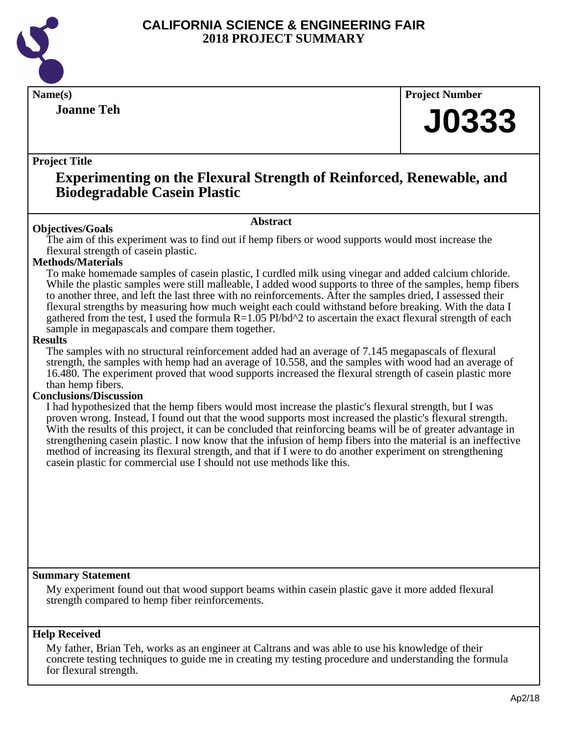# CALIFORNIA SCIENCE & ENGINEERING FAIR
# 2018 PROJECT SUMMARY

**Name(s)**

**Joanne Teh**

**Project Number**

**J0333**

**Project Title**

## Experimenting on the Flexural Strength of Reinforced, Renewable, and Biodegradable Casein Plastic

### Abstract

**Objectives/Goals**

The aim of this experiment was to find out if hemp fibers or wood supports would most increase the flexural strength of casein plastic.

**Methods/Materials**

To make homemade samples of casein plastic, I curdled milk using vinegar and added calcium chloride. While the plastic samples were still malleable, I added wood supports to three of the samples, hemp fibers to another three, and left the last three with no reinforcements. After the samples dried, I assessed their flexural strengths by measuring how much weight each could withstand before breaking. With the data I gathered from the test, I used the formula $R=1.05\ Pl/bd^2$ to ascertain the exact flexural strength of each sample in megapascals and compare them together.

**Results**

The samples with no structural reinforcement added had an average of 7.145 megapascals of flexural strength, the samples with hemp had an average of 10.558, and the samples with wood had an average of 16.480. The experiment proved that wood supports increased the flexural strength of casein plastic more than hemp fibers.

**Conclusions/Discussion**

I had hypothesized that the hemp fibers would most increase the plastic's flexural strength, but I was proven wrong. Instead, I found out that the wood supports most increased the plastic's flexural strength. With the results of this project, it can be concluded that reinforcing beams will be of greater advantage in strengthening casein plastic. I now know that the infusion of hemp fibers into the material is an ineffective method of increasing its flexural strength, and that if I were to do another experiment on strengthening casein plastic for commercial use I should not use methods like this.

**Summary Statement**

My experiment found out that wood support beams within casein plastic gave it more added flexural strength compared to hemp fiber reinforcements.

**Help Received**

My father, Brian Teh, works as an engineer at Caltrans and was able to use his knowledge of their concrete testing techniques to guide me in creating my testing procedure and understanding the formula for flexural strength.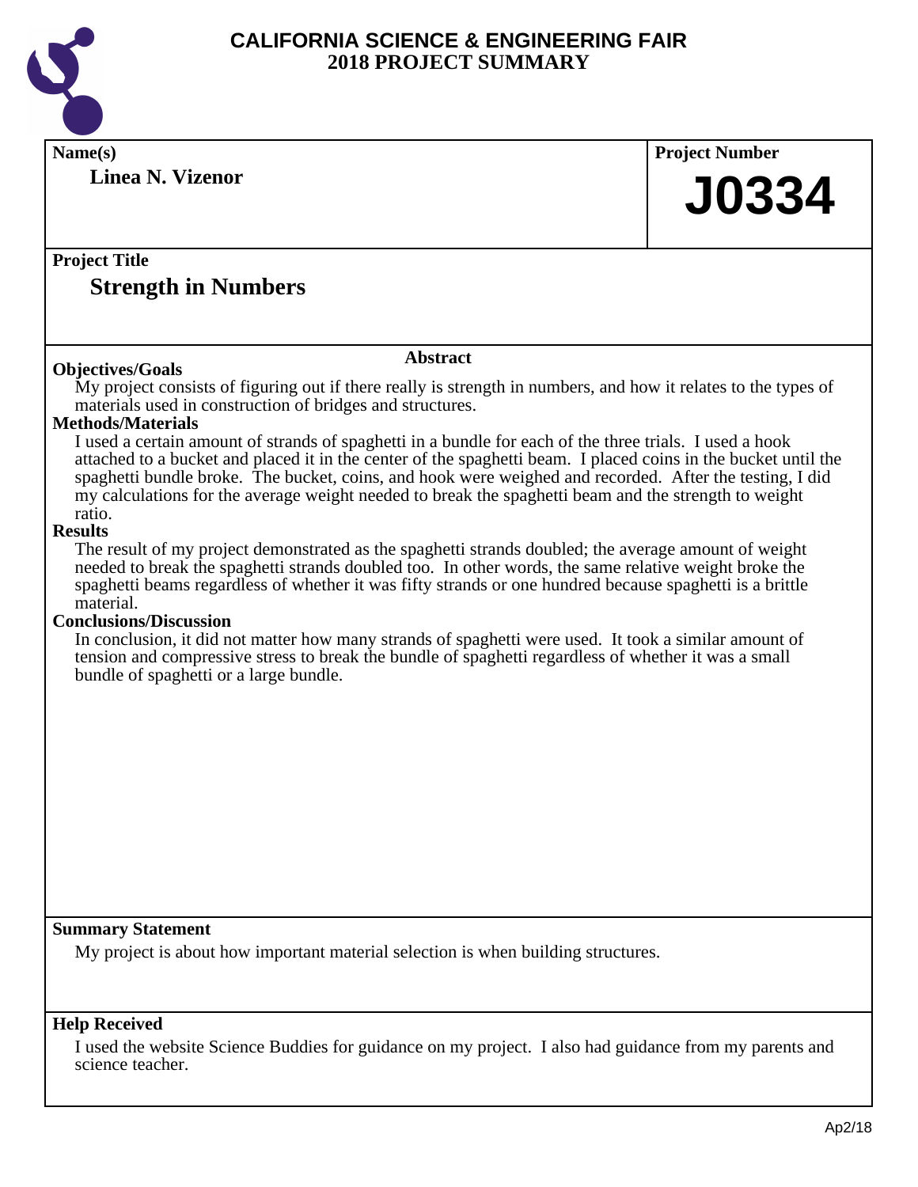# CALIFORNIA SCIENCE & ENGINEERING FAIR
## 2018 PROJECT SUMMARY

**Name(s)**

**Linea N. Vizenor**

**Project Number**

**J0334**

**Project Title**

**Strength in Numbers**

### Abstract

**Objectives/Goals**

My project consists of figuring out if there really is strength in numbers, and how it relates to the types of materials used in construction of bridges and structures.

**Methods/Materials**

I used a certain amount of strands of spaghetti in a bundle for each of the three trials. I used a hook attached to a bucket and placed it in the center of the spaghetti beam. I placed coins in the bucket until the spaghetti bundle broke. The bucket, coins, and hook were weighed and recorded. After the testing, I did my calculations for the average weight needed to break the spaghetti beam and the strength to weight ratio.

**Results**

The result of my project demonstrated as the spaghetti strands doubled; the average amount of weight needed to break the spaghetti strands doubled too. In other words, the same relative weight broke the spaghetti beams regardless of whether it was fifty strands or one hundred because spaghetti is a brittle material.

**Conclusions/Discussion**

In conclusion, it did not matter how many strands of spaghetti were used. It took a similar amount of tension and compressive stress to break the bundle of spaghetti regardless of whether it was a small bundle of spaghetti or a large bundle.

**Summary Statement**

My project is about how important material selection is when building structures.

**Help Received**

I used the website Science Buddies for guidance on my project. I also had guidance from my parents and science teacher.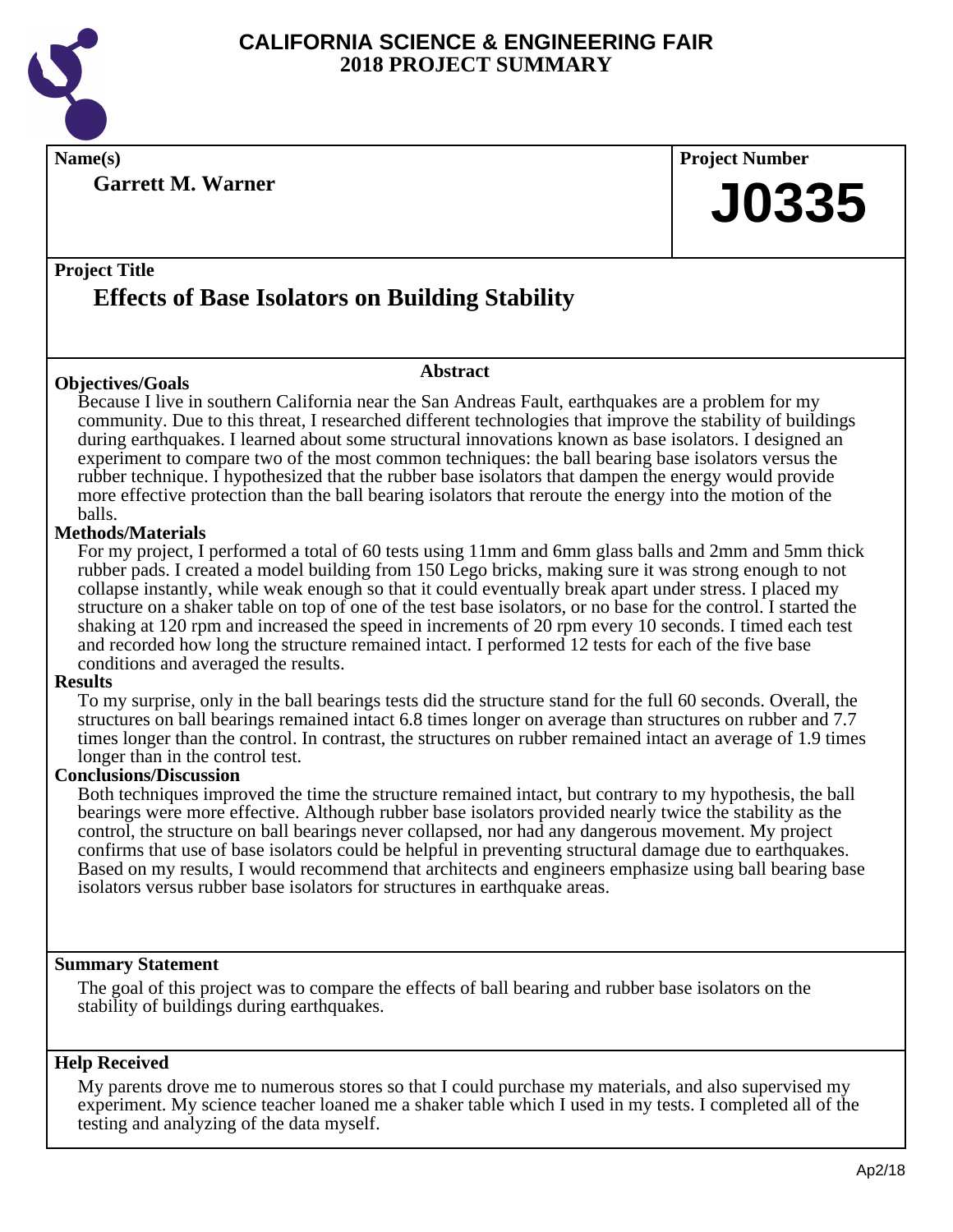# CALIFORNIA SCIENCE & ENGINEERING FAIR
## 2018 PROJECT SUMMARY

**Name(s)**

**Garrett M. Warner**

**Project Number**

**J0335**

**Project Title**

## Effects of Base Isolators on Building Stability

### Abstract

**Objectives/Goals**

Because I live in southern California near the San Andreas Fault, earthquakes are a problem for my community. Due to this threat, I researched different technologies that improve the stability of buildings during earthquakes. I learned about some structural innovations known as base isolators. I designed an experiment to compare two of the most common techniques: the ball bearing base isolators versus the rubber technique. I hypothesized that the rubber base isolators that dampen the energy would provide more effective protection than the ball bearing isolators that reroute the energy into the motion of the balls.

**Methods/Materials**

For my project, I performed a total of 60 tests using 11mm and 6mm glass balls and 2mm and 5mm thick rubber pads. I created a model building from 150 Lego bricks, making sure it was strong enough to not collapse instantly, while weak enough so that it could eventually break apart under stress. I placed my structure on a shaker table on top of one of the test base isolators, or no base for the control. I started the shaking at 120 rpm and increased the speed in increments of 20 rpm every 10 seconds. I timed each test and recorded how long the structure remained intact. I performed 12 tests for each of the five base conditions and averaged the results.

**Results**

To my surprise, only in the ball bearings tests did the structure stand for the full 60 seconds. Overall, the structures on ball bearings remained intact 6.8 times longer on average than structures on rubber and 7.7 times longer than the control. In contrast, the structures on rubber remained intact an average of 1.9 times longer than in the control test.

**Conclusions/Discussion**

Both techniques improved the time the structure remained intact, but contrary to my hypothesis, the ball bearings were more effective. Although rubber base isolators provided nearly twice the stability as the control, the structure on ball bearings never collapsed, nor had any dangerous movement. My project confirms that use of base isolators could be helpful in preventing structural damage due to earthquakes. Based on my results, I would recommend that architects and engineers emphasize using ball bearing base isolators versus rubber base isolators for structures in earthquake areas.

**Summary Statement**

The goal of this project was to compare the effects of ball bearing and rubber base isolators on the stability of buildings during earthquakes.

**Help Received**

My parents drove me to numerous stores so that I could purchase my materials, and also supervised my experiment. My science teacher loaned me a shaker table which I used in my tests. I completed all of the testing and analyzing of the data myself.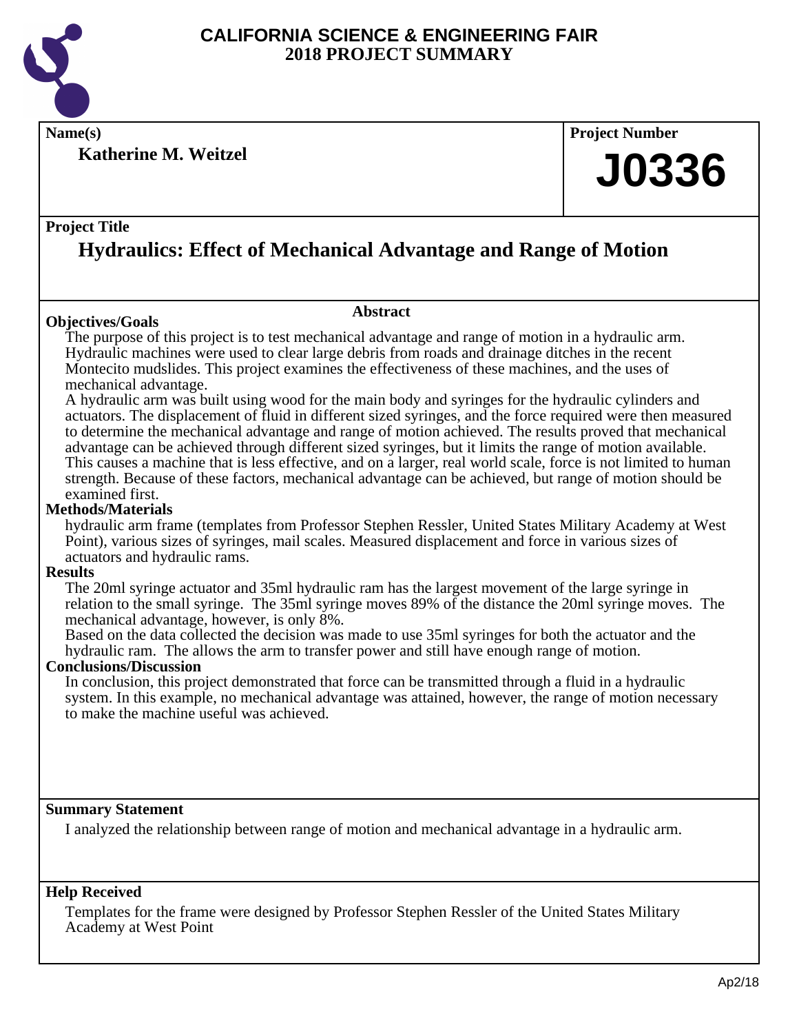# CALIFORNIA SCIENCE & ENGINEERING FAIR
## 2018 PROJECT SUMMARY

**Name(s)**

**Katherine M. Weitzel**

**Project Number**

**J0336**

**Project Title**

## Hydraulics: Effect of Mechanical Advantage and Range of Motion

### Abstract

**Objectives/Goals**

The purpose of this project is to test mechanical advantage and range of motion in a hydraulic arm. Hydraulic machines were used to clear large debris from roads and drainage ditches in the recent Montecito mudslides. This project examines the effectiveness of these machines, and the uses of mechanical advantage.

A hydraulic arm was built using wood for the main body and syringes for the hydraulic cylinders and actuators. The displacement of fluid in different sized syringes, and the force required were then measured to determine the mechanical advantage and range of motion achieved. The results proved that mechanical advantage can be achieved through different sized syringes, but it limits the range of motion available. This causes a machine that is less effective, and on a larger, real world scale, force is not limited to human strength. Because of these factors, mechanical advantage can be achieved, but range of motion should be examined first.

**Methods/Materials**

hydraulic arm frame (templates from Professor Stephen Ressler, United States Military Academy at West Point), various sizes of syringes, mail scales. Measured displacement and force in various sizes of actuators and hydraulic rams.

**Results**

The 20ml syringe actuator and 35ml hydraulic ram has the largest movement of the large syringe in relation to the small syringe. The 35ml syringe moves 89% of the distance the 20ml syringe moves. The mechanical advantage, however, is only 8%.

Based on the data collected the decision was made to use 35ml syringes for both the actuator and the hydraulic ram. The allows the arm to transfer power and still have enough range of motion.

**Conclusions/Discussion**

In conclusion, this project demonstrated that force can be transmitted through a fluid in a hydraulic system. In this example, no mechanical advantage was attained, however, the range of motion necessary to make the machine useful was achieved.

**Summary Statement**

I analyzed the relationship between range of motion and mechanical advantage in a hydraulic arm.

**Help Received**

Templates for the frame were designed by Professor Stephen Ressler of the United States Military Academy at West Point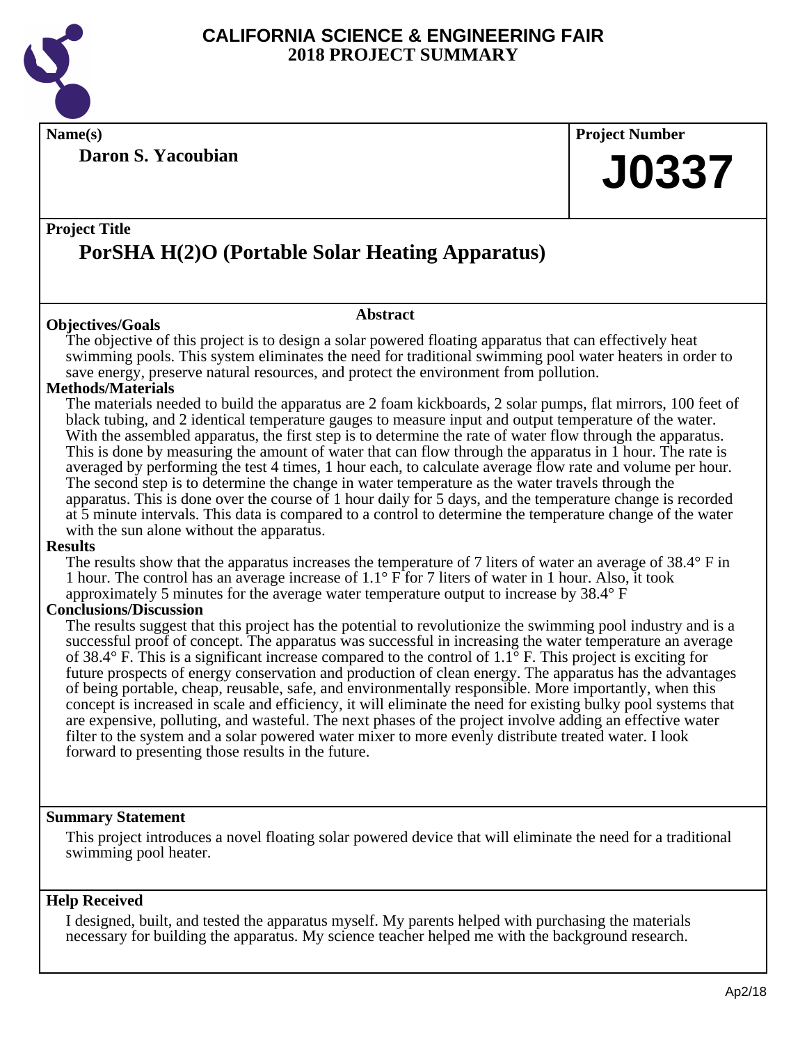# CALIFORNIA SCIENCE & ENGINEERING FAIR
# 2018 PROJECT SUMMARY

**Name(s)**

**Daron S. Yacoubian**

**Project Number**

**J0337**

**Project Title**

## PorSHA H(2)O (Portable Solar Heating Apparatus)

### Abstract

**Objectives/Goals**

The objective of this project is to design a solar powered floating apparatus that can effectively heat swimming pools. This system eliminates the need for traditional swimming pool water heaters in order to save energy, preserve natural resources, and protect the environment from pollution.

**Methods/Materials**

The materials needed to build the apparatus are 2 foam kickboards, 2 solar pumps, flat mirrors, 100 feet of black tubing, and 2 identical temperature gauges to measure input and output temperature of the water. With the assembled apparatus, the first step is to determine the rate of water flow through the apparatus. This is done by measuring the amount of water that can flow through the apparatus in 1 hour. The rate is averaged by performing the test 4 times, 1 hour each, to calculate average flow rate and volume per hour. The second step is to determine the change in water temperature as the water travels through the apparatus. This is done over the course of 1 hour daily for 5 days, and the temperature change is recorded at 5 minute intervals. This data is compared to a control to determine the temperature change of the water with the sun alone without the apparatus.

**Results**

The results show that the apparatus increases the temperature of 7 liters of water an average of 38.4° F in 1 hour. The control has an average increase of 1.1° F for 7 liters of water in 1 hour. Also, it took approximately 5 minutes for the average water temperature output to increase by 38.4° F

**Conclusions/Discussion**

The results suggest that this project has the potential to revolutionize the swimming pool industry and is a successful proof of concept. The apparatus was successful in increasing the water temperature an average of 38.4° F. This is a significant increase compared to the control of 1.1° F. This project is exciting for future prospects of energy conservation and production of clean energy. The apparatus has the advantages of being portable, cheap, reusable, safe, and environmentally responsible. More importantly, when this concept is increased in scale and efficiency, it will eliminate the need for existing bulky pool systems that are expensive, polluting, and wasteful. The next phases of the project involve adding an effective water filter to the system and a solar powered water mixer to more evenly distribute treated water. I look forward to presenting those results in the future.

**Summary Statement**

This project introduces a novel floating solar powered device that will eliminate the need for a traditional swimming pool heater.

**Help Received**

I designed, built, and tested the apparatus myself. My parents helped with purchasing the materials necessary for building the apparatus. My science teacher helped me with the background research.